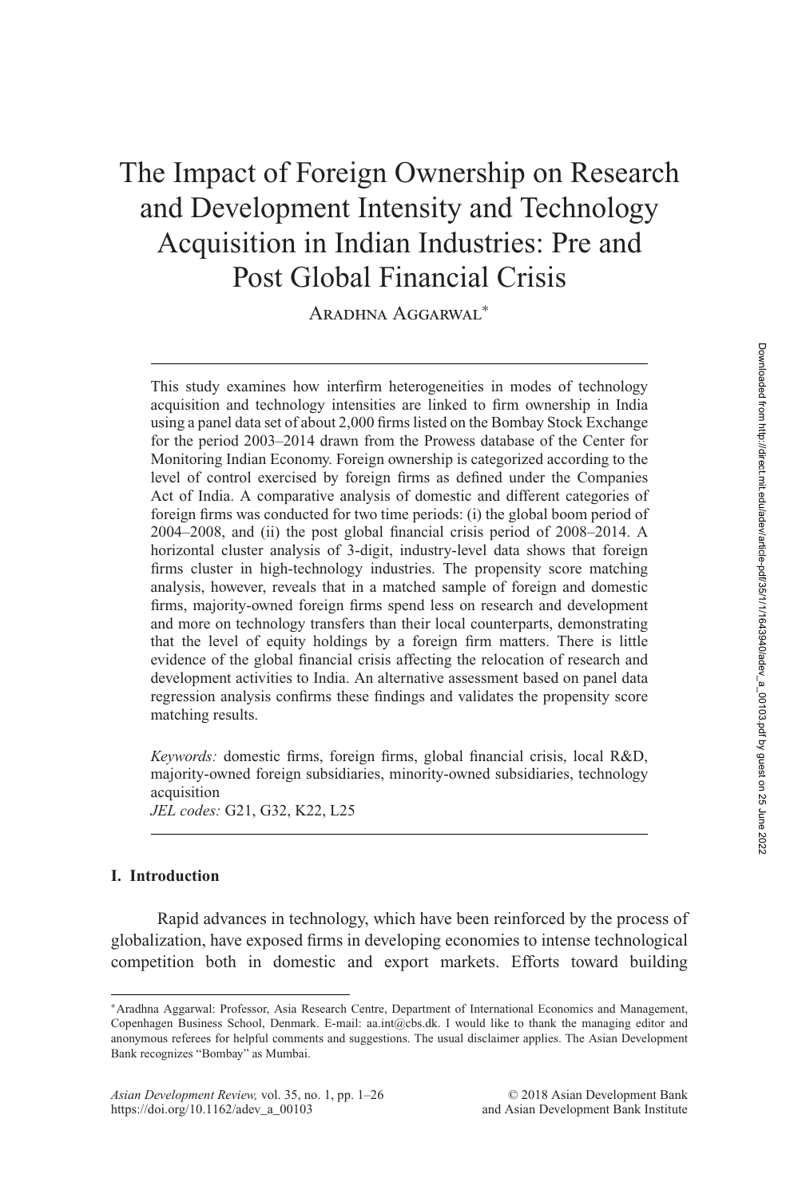# The Impact of Foreign Ownership on Research and Development Intensity and Technology Acquisition in Indian Industries: Pre and Post Global Financial Crisis

Aradhna Aggarwal[*]

This study examines how interfirm heterogeneities in modes of technology acquisition and technology intensities are linked to firm ownership in India using a panel data set of about 2,000 firms listed on the Bombay Stock Exchange for the period 2003–2014 drawn from the Prowess database of the Center for Monitoring Indian Economy. Foreign ownership is categorized according to the level of control exercised by foreign firms as defined under the Companies Act of India. A comparative analysis of domestic and different categories of foreign firms was conducted for two time periods: (i) the global boom period of 2004–2008, and (ii) the post global financial crisis period of 2008–2014. A horizontal cluster analysis of 3-digit, industry-level data shows that foreign firms cluster in high-technology industries. The propensity score matching analysis, however, reveals that in a matched sample of foreign and domestic firms, majority-owned foreign firms spend less on research and development and more on technology transfers than their local counterparts, demonstrating that the level of equity holdings by a foreign firm matters. There is little evidence of the global financial crisis affecting the relocation of research and development activities to India. An alternative assessment based on panel data regression analysis confirms these findings and validates the propensity score matching results.

*Keywords:* domestic firms, foreign firms, global financial crisis, local R&D, majority-owned foreign subsidiaries, minority-owned subsidiaries, technology acquisition

*JEL codes:* G21, G32, K22, L25

## I. Introduction

Rapid advances in technology, which have been reinforced by the process of globalization, have exposed firms in developing economies to intense technological competition both in domestic and export markets. Efforts toward building

---

[*]Aradhna Aggarwal: Professor, Asia Research Centre, Department of International Economics and Management, Copenhagen Business School, Denmark. E-mail: aa.int@cbs.dk. I would like to thank the managing editor and anonymous referees for helpful comments and suggestions. The usual disclaimer applies. The Asian Development Bank recognizes "Bombay" as Mumbai.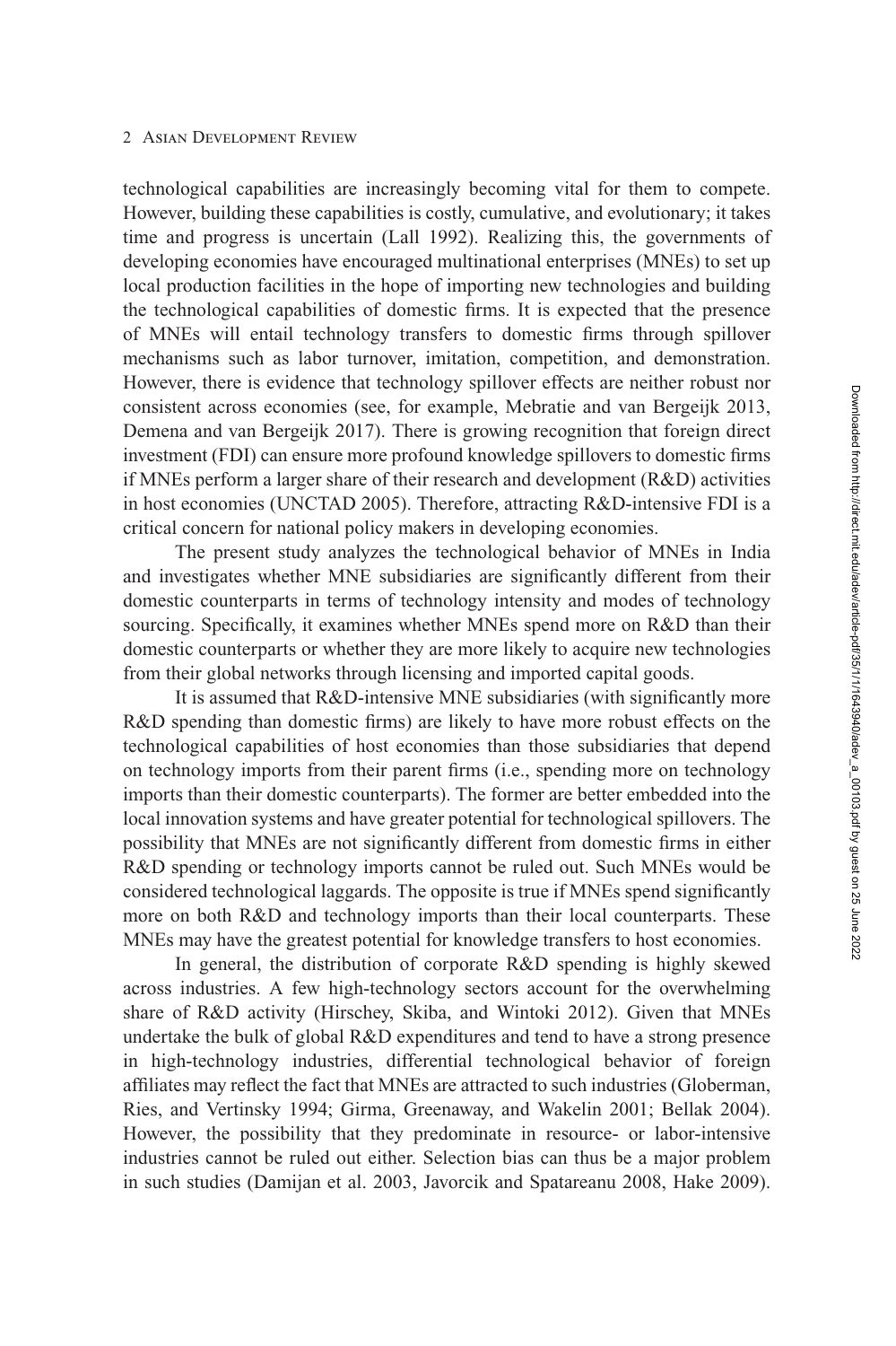technological capabilities are increasingly becoming vital for them to compete. However, building these capabilities is costly, cumulative, and evolutionary; it takes time and progress is uncertain (Lall 1992). Realizing this, the governments of developing economies have encouraged multinational enterprises (MNEs) to set up local production facilities in the hope of importing new technologies and building the technological capabilities of domestic firms. It is expected that the presence of MNEs will entail technology transfers to domestic firms through spillover mechanisms such as labor turnover, imitation, competition, and demonstration. However, there is evidence that technology spillover effects are neither robust nor consistent across economies (see, for example, Mebratie and van Bergeijk 2013, Demena and van Bergeijk 2017). There is growing recognition that foreign direct investment (FDI) can ensure more profound knowledge spillovers to domestic firms if MNEs perform a larger share of their research and development (R&D) activities in host economies (UNCTAD 2005). Therefore, attracting R&D-intensive FDI is a critical concern for national policy makers in developing economies.

The present study analyzes the technological behavior of MNEs in India and investigates whether MNE subsidiaries are significantly different from their domestic counterparts in terms of technology intensity and modes of technology sourcing. Specifically, it examines whether MNEs spend more on R&D than their domestic counterparts or whether they are more likely to acquire new technologies from their global networks through licensing and imported capital goods.

It is assumed that R&D-intensive MNE subsidiaries (with significantly more R&D spending than domestic firms) are likely to have more robust effects on the technological capabilities of host economies than those subsidiaries that depend on technology imports from their parent firms (i.e., spending more on technology imports than their domestic counterparts). The former are better embedded into the local innovation systems and have greater potential for technological spillovers. The possibility that MNEs are not significantly different from domestic firms in either R&D spending or technology imports cannot be ruled out. Such MNEs would be considered technological laggards. The opposite is true if MNEs spend significantly more on both R&D and technology imports than their local counterparts. These MNEs may have the greatest potential for knowledge transfers to host economies.

In general, the distribution of corporate R&D spending is highly skewed across industries. A few high-technology sectors account for the overwhelming share of R&D activity (Hirschey, Skiba, and Wintoki 2012). Given that MNEs undertake the bulk of global R&D expenditures and tend to have a strong presence in high-technology industries, differential technological behavior of foreign affiliates may reflect the fact that MNEs are attracted to such industries (Globerman, Ries, and Vertinsky 1994; Girma, Greenaway, and Wakelin 2001; Bellak 2004). However, the possibility that they predominate in resource- or labor-intensive industries cannot be ruled out either. Selection bias can thus be a major problem in such studies (Damijan et al. 2003, Javorcik and Spatareanu 2008, Hake 2009).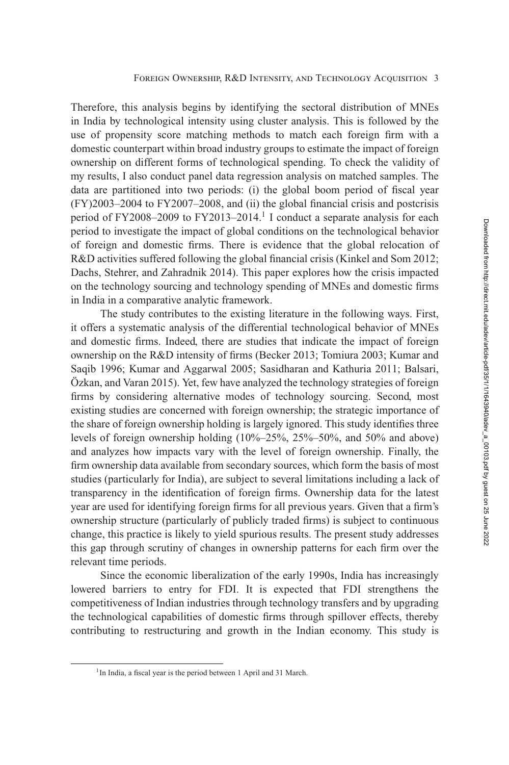Therefore, this analysis begins by identifying the sectoral distribution of MNEs in India by technological intensity using cluster analysis. This is followed by the use of propensity score matching methods to match each foreign firm with a domestic counterpart within broad industry groups to estimate the impact of foreign ownership on different forms of technological spending. To check the validity of my results, I also conduct panel data regression analysis on matched samples. The data are partitioned into two periods: (i) the global boom period of fiscal year (FY)2003–2004 to FY2007–2008, and (ii) the global financial crisis and postcrisis period of FY2008–2009 to FY2013–2014.[1] I conduct a separate analysis for each period to investigate the impact of global conditions on the technological behavior of foreign and domestic firms. There is evidence that the global relocation of R&D activities suffered following the global financial crisis (Kinkel and Som 2012; Dachs, Stehrer, and Zahradnik 2014). This paper explores how the crisis impacted on the technology sourcing and technology spending of MNEs and domestic firms in India in a comparative analytic framework.

The study contributes to the existing literature in the following ways. First, it offers a systematic analysis of the differential technological behavior of MNEs and domestic firms. Indeed, there are studies that indicate the impact of foreign ownership on the R&D intensity of firms (Becker 2013; Tomiura 2003; Kumar and Saqib 1996; Kumar and Aggarwal 2005; Sasidharan and Kathuria 2011; Balsari, Özkan, and Varan 2015). Yet, few have analyzed the technology strategies of foreign firms by considering alternative modes of technology sourcing. Second, most existing studies are concerned with foreign ownership; the strategic importance of the share of foreign ownership holding is largely ignored. This study identifies three levels of foreign ownership holding (10%–25%, 25%–50%, and 50% and above) and analyzes how impacts vary with the level of foreign ownership. Finally, the firm ownership data available from secondary sources, which form the basis of most studies (particularly for India), are subject to several limitations including a lack of transparency in the identification of foreign firms. Ownership data for the latest year are used for identifying foreign firms for all previous years. Given that a firm's ownership structure (particularly of publicly traded firms) is subject to continuous change, this practice is likely to yield spurious results. The present study addresses this gap through scrutiny of changes in ownership patterns for each firm over the relevant time periods.

Since the economic liberalization of the early 1990s, India has increasingly lowered barriers to entry for FDI. It is expected that FDI strengthens the competitiveness of Indian industries through technology transfers and by upgrading the technological capabilities of domestic firms through spillover effects, thereby contributing to restructuring and growth in the Indian economy. This study is

[1] In India, a fiscal year is the period between 1 April and 31 March.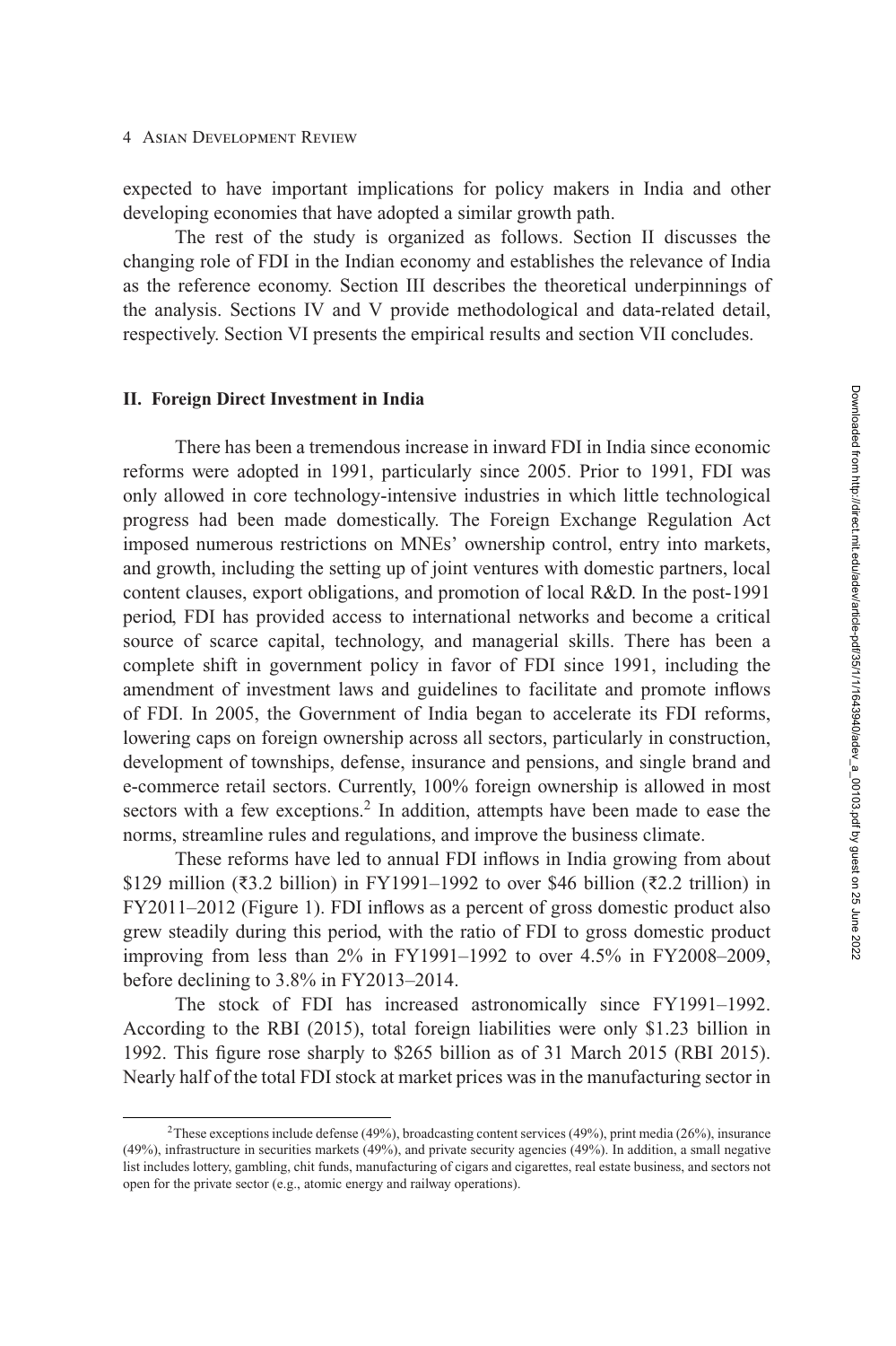expected to have important implications for policy makers in India and other developing economies that have adopted a similar growth path.

The rest of the study is organized as follows. Section II discusses the changing role of FDI in the Indian economy and establishes the relevance of India as the reference economy. Section III describes the theoretical underpinnings of the analysis. Sections IV and V provide methodological and data-related detail, respectively. Section VI presents the empirical results and section VII concludes.

## II. Foreign Direct Investment in India

There has been a tremendous increase in inward FDI in India since economic reforms were adopted in 1991, particularly since 2005. Prior to 1991, FDI was only allowed in core technology-intensive industries in which little technological progress had been made domestically. The Foreign Exchange Regulation Act imposed numerous restrictions on MNEs' ownership control, entry into markets, and growth, including the setting up of joint ventures with domestic partners, local content clauses, export obligations, and promotion of local R&D. In the post-1991 period, FDI has provided access to international networks and become a critical source of scarce capital, technology, and managerial skills. There has been a complete shift in government policy in favor of FDI since 1991, including the amendment of investment laws and guidelines to facilitate and promote inflows of FDI. In 2005, the Government of India began to accelerate its FDI reforms, lowering caps on foreign ownership across all sectors, particularly in construction, development of townships, defense, insurance and pensions, and single brand and e-commerce retail sectors. Currently, 100% foreign ownership is allowed in most sectors with a few exceptions.[2] In addition, attempts have been made to ease the norms, streamline rules and regulations, and improve the business climate.

These reforms have led to annual FDI inflows in India growing from about \$129 million (₹3.2 billion) in FY1991–1992 to over \$46 billion (₹2.2 trillion) in FY2011–2012 (Figure 1). FDI inflows as a percent of gross domestic product also grew steadily during this period, with the ratio of FDI to gross domestic product improving from less than 2% in FY1991–1992 to over 4.5% in FY2008–2009, before declining to 3.8% in FY2013–2014.

The stock of FDI has increased astronomically since FY1991–1992. According to the RBI (2015), total foreign liabilities were only \$1.23 billion in 1992. This figure rose sharply to \$265 billion as of 31 March 2015 (RBI 2015). Nearly half of the total FDI stock at market prices was in the manufacturing sector in

[2]These exceptions include defense (49%), broadcasting content services (49%), print media (26%), insurance (49%), infrastructure in securities markets (49%), and private security agencies (49%). In addition, a small negative list includes lottery, gambling, chit funds, manufacturing of cigars and cigarettes, real estate business, and sectors not open for the private sector (e.g., atomic energy and railway operations).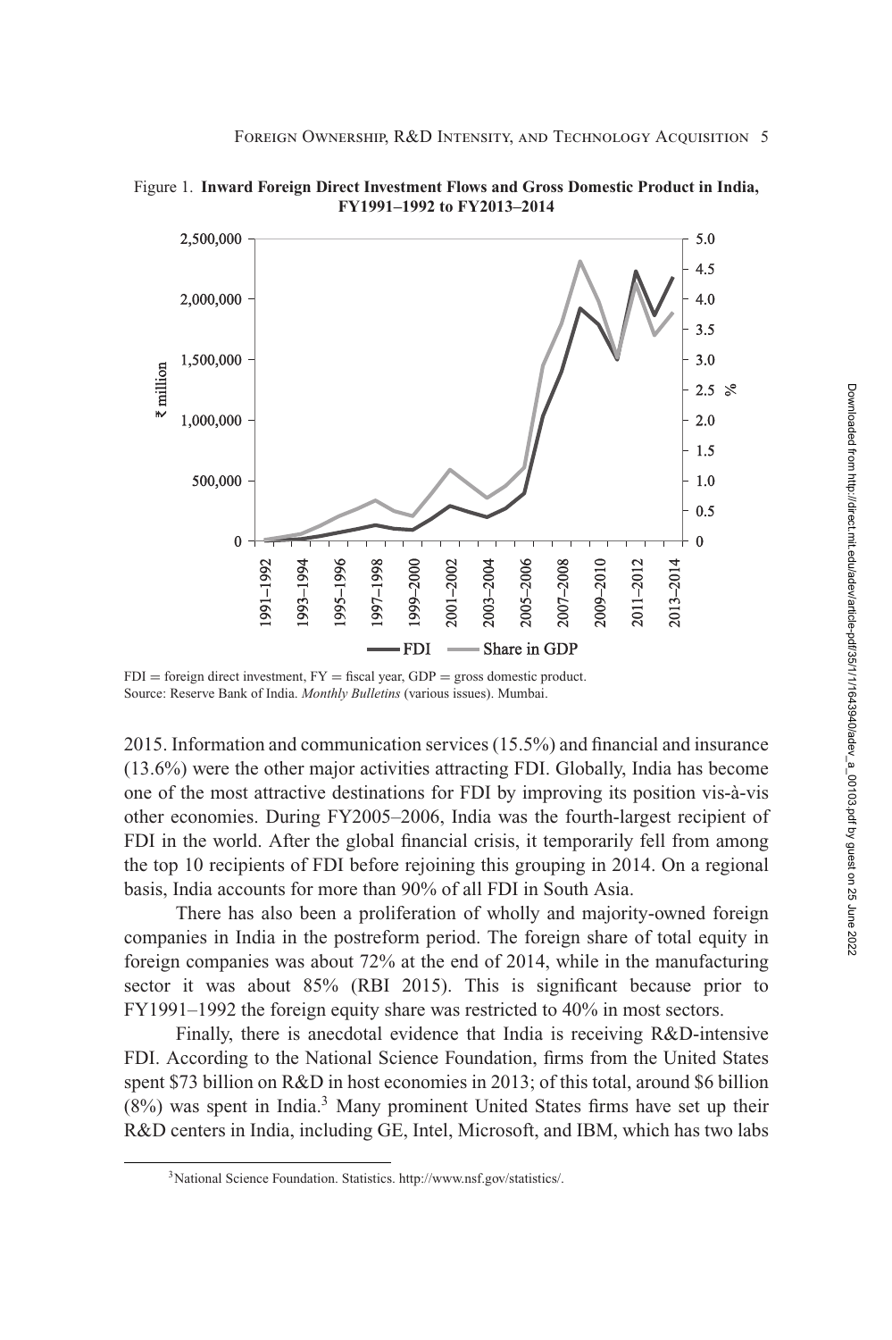Figure 1. **Inward Foreign Direct Investment Flows and Gross Domestic Product in India, FY1991–1992 to FY2013–2014**

FDI = foreign direct investment, FY = fiscal year, GDP = gross domestic product.
Source: Reserve Bank of India. *Monthly Bulletins* (various issues). Mumbai.

2015. Information and communication services (15.5%) and financial and insurance (13.6%) were the other major activities attracting FDI. Globally, India has become one of the most attractive destinations for FDI by improving its position vis-à-vis other economies. During FY2005–2006, India was the fourth-largest recipient of FDI in the world. After the global financial crisis, it temporarily fell from among the top 10 recipients of FDI before rejoining this grouping in 2014. On a regional basis, India accounts for more than 90% of all FDI in South Asia.

There has also been a proliferation of wholly and majority-owned foreign companies in India in the postreform period. The foreign share of total equity in foreign companies was about 72% at the end of 2014, while in the manufacturing sector it was about 85% (RBI 2015). This is significant because prior to FY1991–1992 the foreign equity share was restricted to 40% in most sectors.

Finally, there is anecdotal evidence that India is receiving R&D-intensive FDI. According to the National Science Foundation, firms from the United States spent $73 billion on R&D in host economies in 2013; of this total, around $6 billion (8%) was spent in India.[3] Many prominent United States firms have set up their R&D centers in India, including GE, Intel, Microsoft, and IBM, which has two labs

[3] National Science Foundation. Statistics. http://www.nsf.gov/statistics/.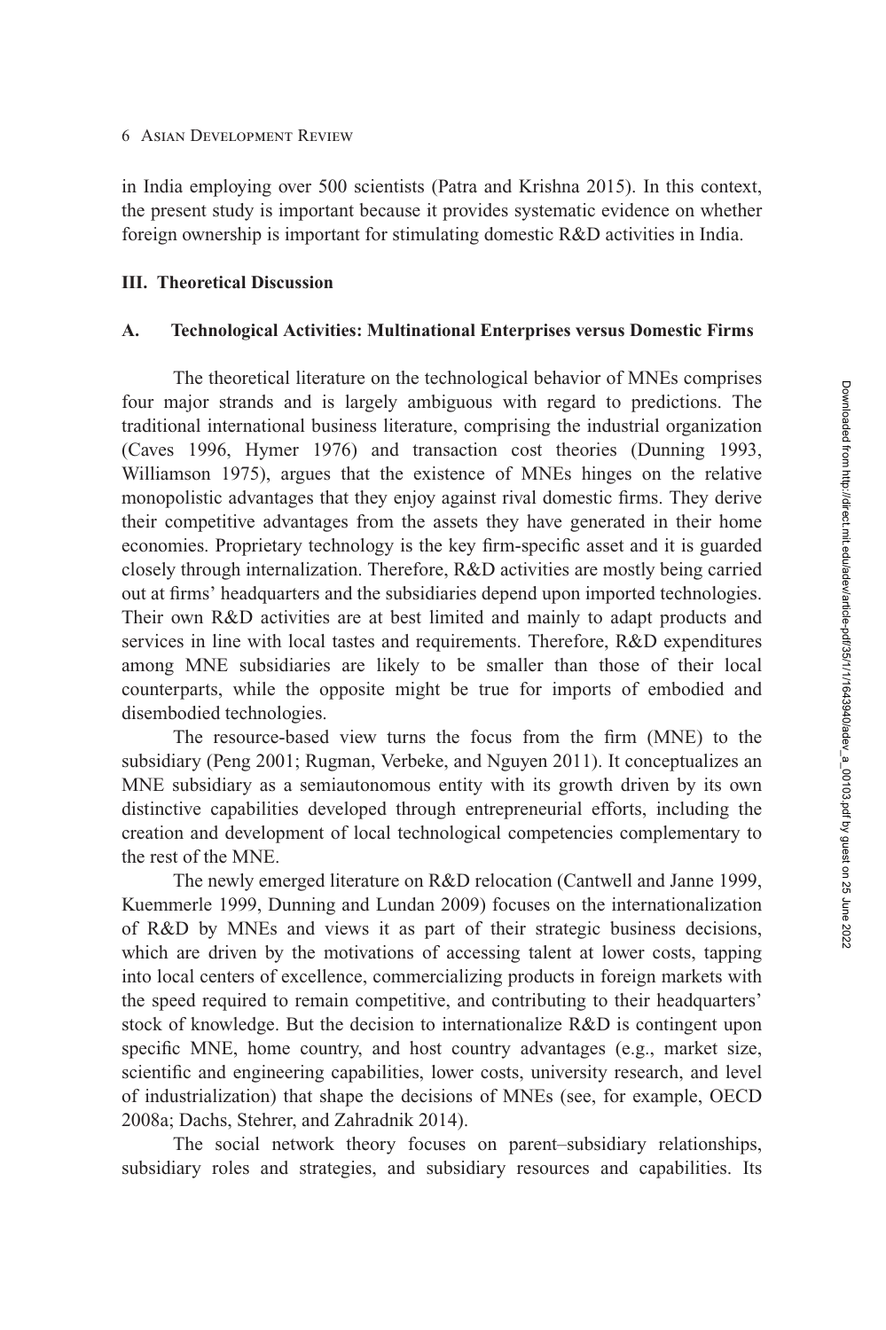in India employing over 500 scientists (Patra and Krishna 2015). In this context, the present study is important because it provides systematic evidence on whether foreign ownership is important for stimulating domestic R&D activities in India.

## III. Theoretical Discussion

### A. Technological Activities: Multinational Enterprises versus Domestic Firms

The theoretical literature on the technological behavior of MNEs comprises four major strands and is largely ambiguous with regard to predictions. The traditional international business literature, comprising the industrial organization (Caves 1996, Hymer 1976) and transaction cost theories (Dunning 1993, Williamson 1975), argues that the existence of MNEs hinges on the relative monopolistic advantages that they enjoy against rival domestic firms. They derive their competitive advantages from the assets they have generated in their home economies. Proprietary technology is the key firm-specific asset and it is guarded closely through internalization. Therefore, R&D activities are mostly being carried out at firms' headquarters and the subsidiaries depend upon imported technologies. Their own R&D activities are at best limited and mainly to adapt products and services in line with local tastes and requirements. Therefore, R&D expenditures among MNE subsidiaries are likely to be smaller than those of their local counterparts, while the opposite might be true for imports of embodied and disembodied technologies.

The resource-based view turns the focus from the firm (MNE) to the subsidiary (Peng 2001; Rugman, Verbeke, and Nguyen 2011). It conceptualizes an MNE subsidiary as a semiautonomous entity with its growth driven by its own distinctive capabilities developed through entrepreneurial efforts, including the creation and development of local technological competencies complementary to the rest of the MNE.

The newly emerged literature on R&D relocation (Cantwell and Janne 1999, Kuemmerle 1999, Dunning and Lundan 2009) focuses on the internationalization of R&D by MNEs and views it as part of their strategic business decisions, which are driven by the motivations of accessing talent at lower costs, tapping into local centers of excellence, commercializing products in foreign markets with the speed required to remain competitive, and contributing to their headquarters' stock of knowledge. But the decision to internationalize R&D is contingent upon specific MNE, home country, and host country advantages (e.g., market size, scientific and engineering capabilities, lower costs, university research, and level of industrialization) that shape the decisions of MNEs (see, for example, OECD 2008a; Dachs, Stehrer, and Zahradnik 2014).

The social network theory focuses on parent–subsidiary relationships, subsidiary roles and strategies, and subsidiary resources and capabilities. Its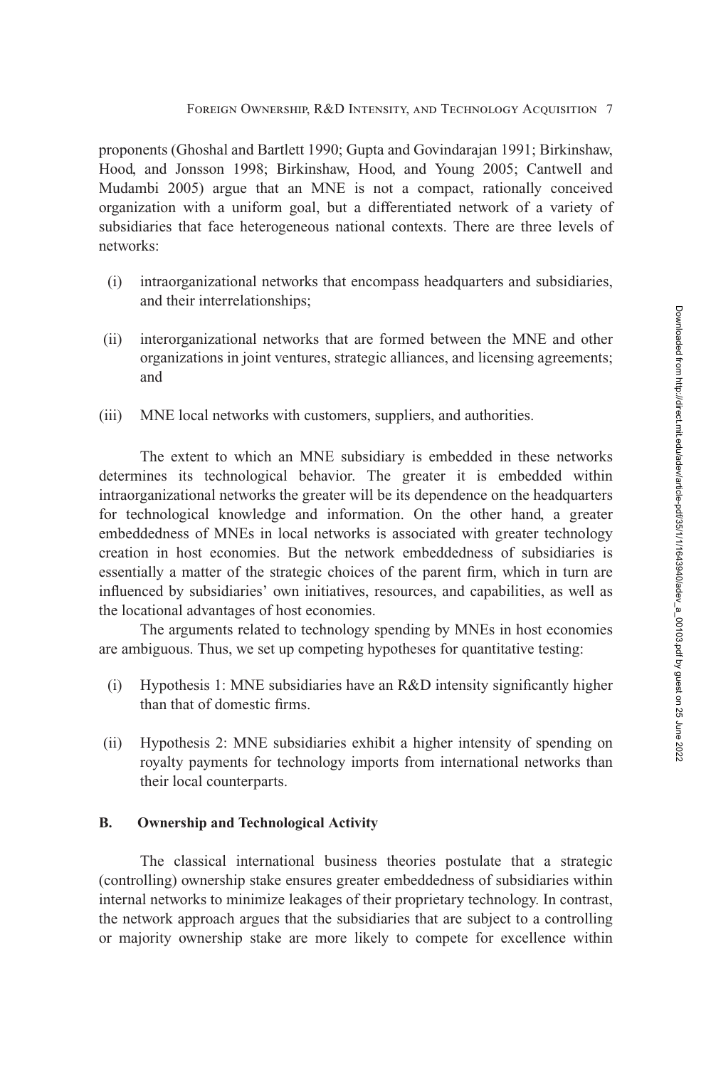proponents (Ghoshal and Bartlett 1990; Gupta and Govindarajan 1991; Birkinshaw, Hood, and Jonsson 1998; Birkinshaw, Hood, and Young 2005; Cantwell and Mudambi 2005) argue that an MNE is not a compact, rationally conceived organization with a uniform goal, but a differentiated network of a variety of subsidiaries that face heterogeneous national contexts. There are three levels of networks:

(i) intraorganizational networks that encompass headquarters and subsidiaries, and their interrelationships;

(ii) interorganizational networks that are formed between the MNE and other organizations in joint ventures, strategic alliances, and licensing agreements; and

(iii) MNE local networks with customers, suppliers, and authorities.

The extent to which an MNE subsidiary is embedded in these networks determines its technological behavior. The greater it is embedded within intraorganizational networks the greater will be its dependence on the headquarters for technological knowledge and information. On the other hand, a greater embeddedness of MNEs in local networks is associated with greater technology creation in host economies. But the network embeddedness of subsidiaries is essentially a matter of the strategic choices of the parent firm, which in turn are influenced by subsidiaries' own initiatives, resources, and capabilities, as well as the locational advantages of host economies.

The arguments related to technology spending by MNEs in host economies are ambiguous. Thus, we set up competing hypotheses for quantitative testing:

(i) Hypothesis 1: MNE subsidiaries have an R&D intensity significantly higher than that of domestic firms.

(ii) Hypothesis 2: MNE subsidiaries exhibit a higher intensity of spending on royalty payments for technology imports from international networks than their local counterparts.

### B. Ownership and Technological Activity

The classical international business theories postulate that a strategic (controlling) ownership stake ensures greater embeddedness of subsidiaries within internal networks to minimize leakages of their proprietary technology. In contrast, the network approach argues that the subsidiaries that are subject to a controlling or majority ownership stake are more likely to compete for excellence within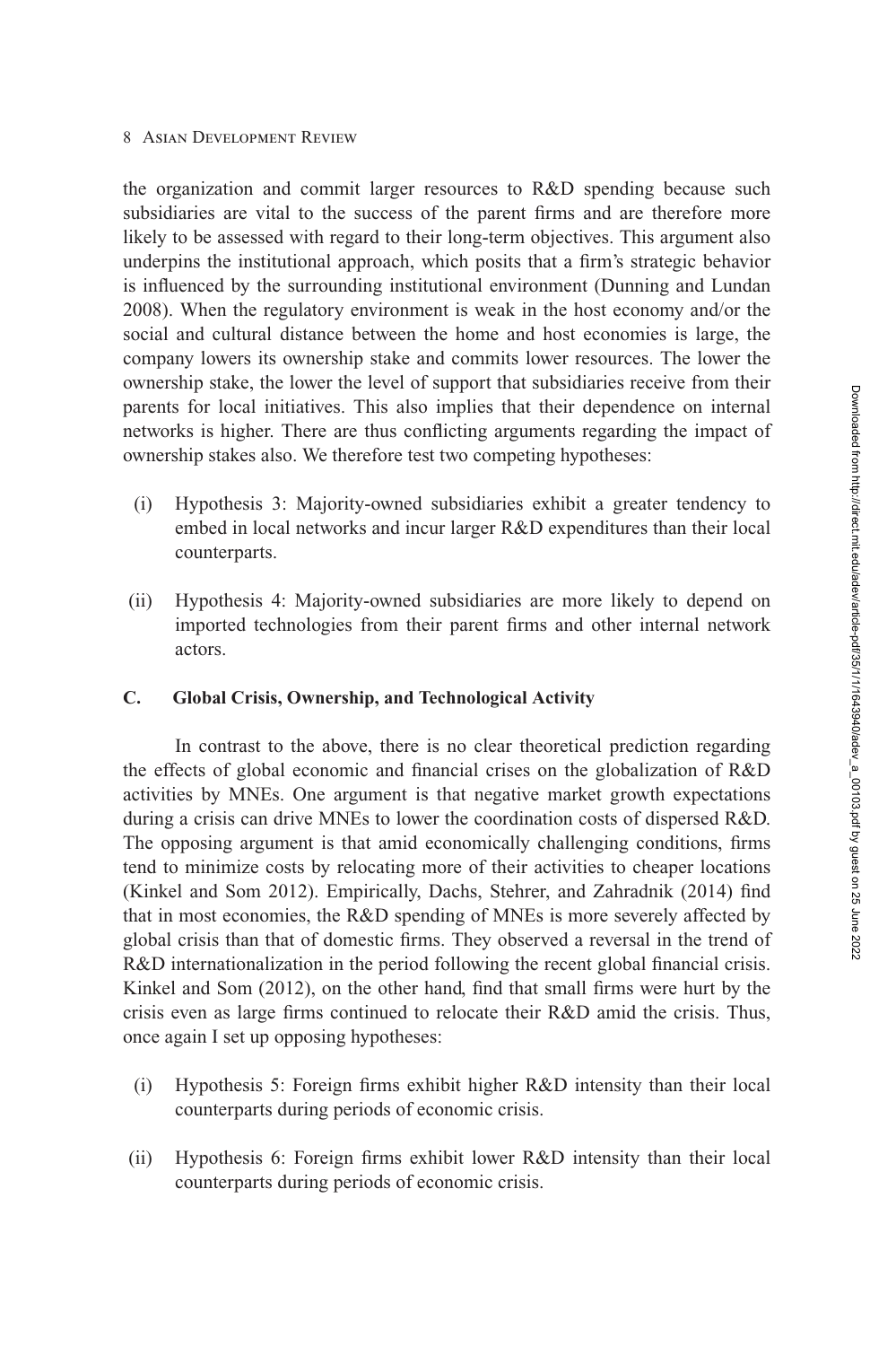the organization and commit larger resources to R&D spending because such subsidiaries are vital to the success of the parent firms and are therefore more likely to be assessed with regard to their long-term objectives. This argument also underpins the institutional approach, which posits that a firm's strategic behavior is influenced by the surrounding institutional environment (Dunning and Lundan 2008). When the regulatory environment is weak in the host economy and/or the social and cultural distance between the home and host economies is large, the company lowers its ownership stake and commits lower resources. The lower the ownership stake, the lower the level of support that subsidiaries receive from their parents for local initiatives. This also implies that their dependence on internal networks is higher. There are thus conflicting arguments regarding the impact of ownership stakes also. We therefore test two competing hypotheses:

(i) Hypothesis 3: Majority-owned subsidiaries exhibit a greater tendency to embed in local networks and incur larger R&D expenditures than their local counterparts.

(ii) Hypothesis 4: Majority-owned subsidiaries are more likely to depend on imported technologies from their parent firms and other internal network actors.

### C. Global Crisis, Ownership, and Technological Activity

In contrast to the above, there is no clear theoretical prediction regarding the effects of global economic and financial crises on the globalization of R&D activities by MNEs. One argument is that negative market growth expectations during a crisis can drive MNEs to lower the coordination costs of dispersed R&D. The opposing argument is that amid economically challenging conditions, firms tend to minimize costs by relocating more of their activities to cheaper locations (Kinkel and Som 2012). Empirically, Dachs, Stehrer, and Zahradnik (2014) find that in most economies, the R&D spending of MNEs is more severely affected by global crisis than that of domestic firms. They observed a reversal in the trend of R&D internationalization in the period following the recent global financial crisis. Kinkel and Som (2012), on the other hand, find that small firms were hurt by the crisis even as large firms continued to relocate their R&D amid the crisis. Thus, once again I set up opposing hypotheses:

(i) Hypothesis 5: Foreign firms exhibit higher R&D intensity than their local counterparts during periods of economic crisis.

(ii) Hypothesis 6: Foreign firms exhibit lower R&D intensity than their local counterparts during periods of economic crisis.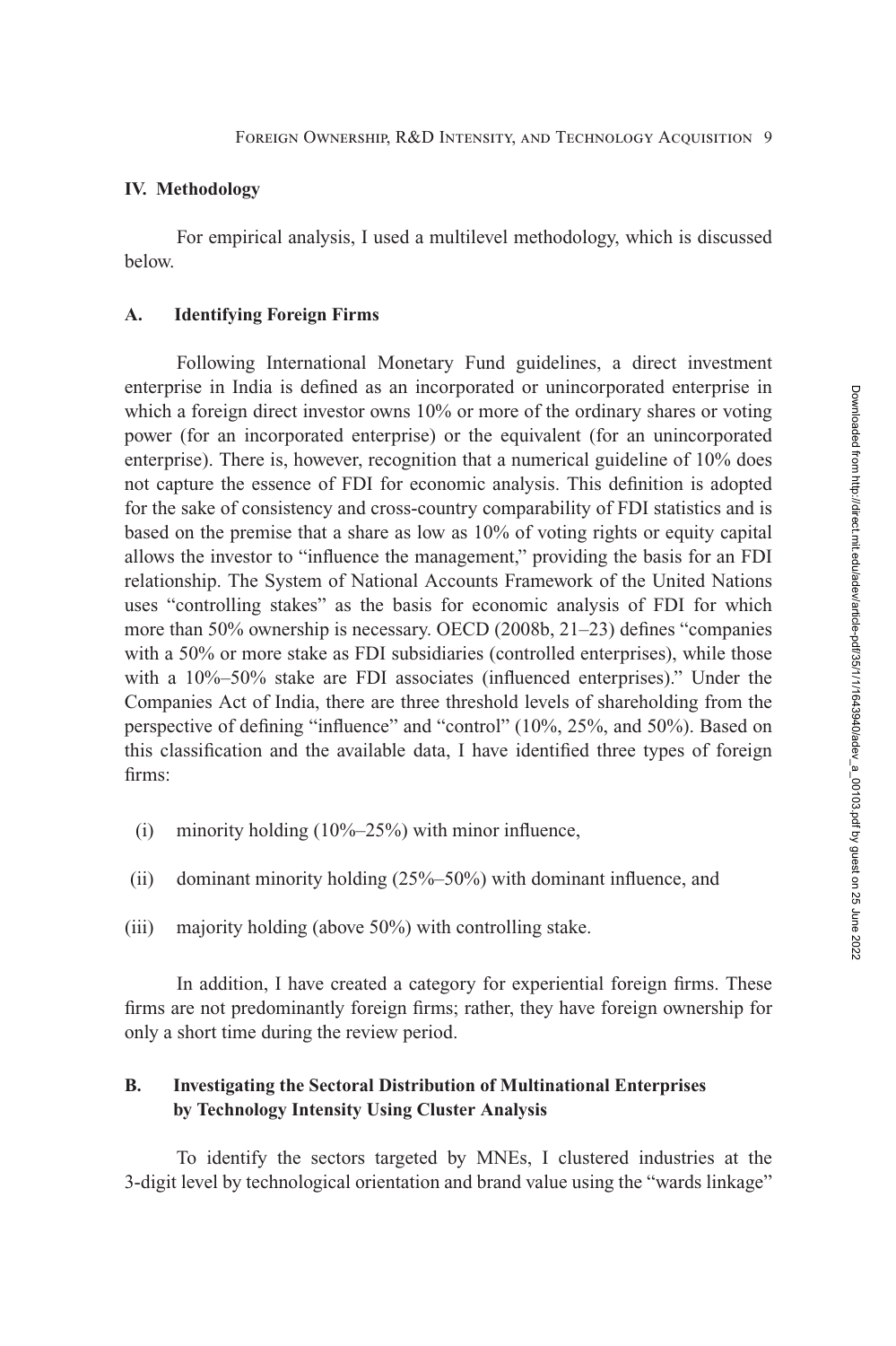## IV. Methodology

For empirical analysis, I used a multilevel methodology, which is discussed below.

### A. Identifying Foreign Firms

Following International Monetary Fund guidelines, a direct investment enterprise in India is defined as an incorporated or unincorporated enterprise in which a foreign direct investor owns 10% or more of the ordinary shares or voting power (for an incorporated enterprise) or the equivalent (for an unincorporated enterprise). There is, however, recognition that a numerical guideline of 10% does not capture the essence of FDI for economic analysis. This definition is adopted for the sake of consistency and cross-country comparability of FDI statistics and is based on the premise that a share as low as 10% of voting rights or equity capital allows the investor to "influence the management," providing the basis for an FDI relationship. The System of National Accounts Framework of the United Nations uses "controlling stakes" as the basis for economic analysis of FDI for which more than 50% ownership is necessary. OECD (2008b, 21–23) defines "companies with a 50% or more stake as FDI subsidiaries (controlled enterprises), while those with a 10%–50% stake are FDI associates (influenced enterprises)." Under the Companies Act of India, there are three threshold levels of shareholding from the perspective of defining "influence" and "control" (10%, 25%, and 50%). Based on this classification and the available data, I have identified three types of foreign firms:

(i) minority holding (10%–25%) with minor influence,

(ii) dominant minority holding (25%–50%) with dominant influence, and

(iii) majority holding (above 50%) with controlling stake.

In addition, I have created a category for experiential foreign firms. These firms are not predominantly foreign firms; rather, they have foreign ownership for only a short time during the review period.

### B. Investigating the Sectoral Distribution of Multinational Enterprises by Technology Intensity Using Cluster Analysis

To identify the sectors targeted by MNEs, I clustered industries at the 3-digit level by technological orientation and brand value using the "wards linkage"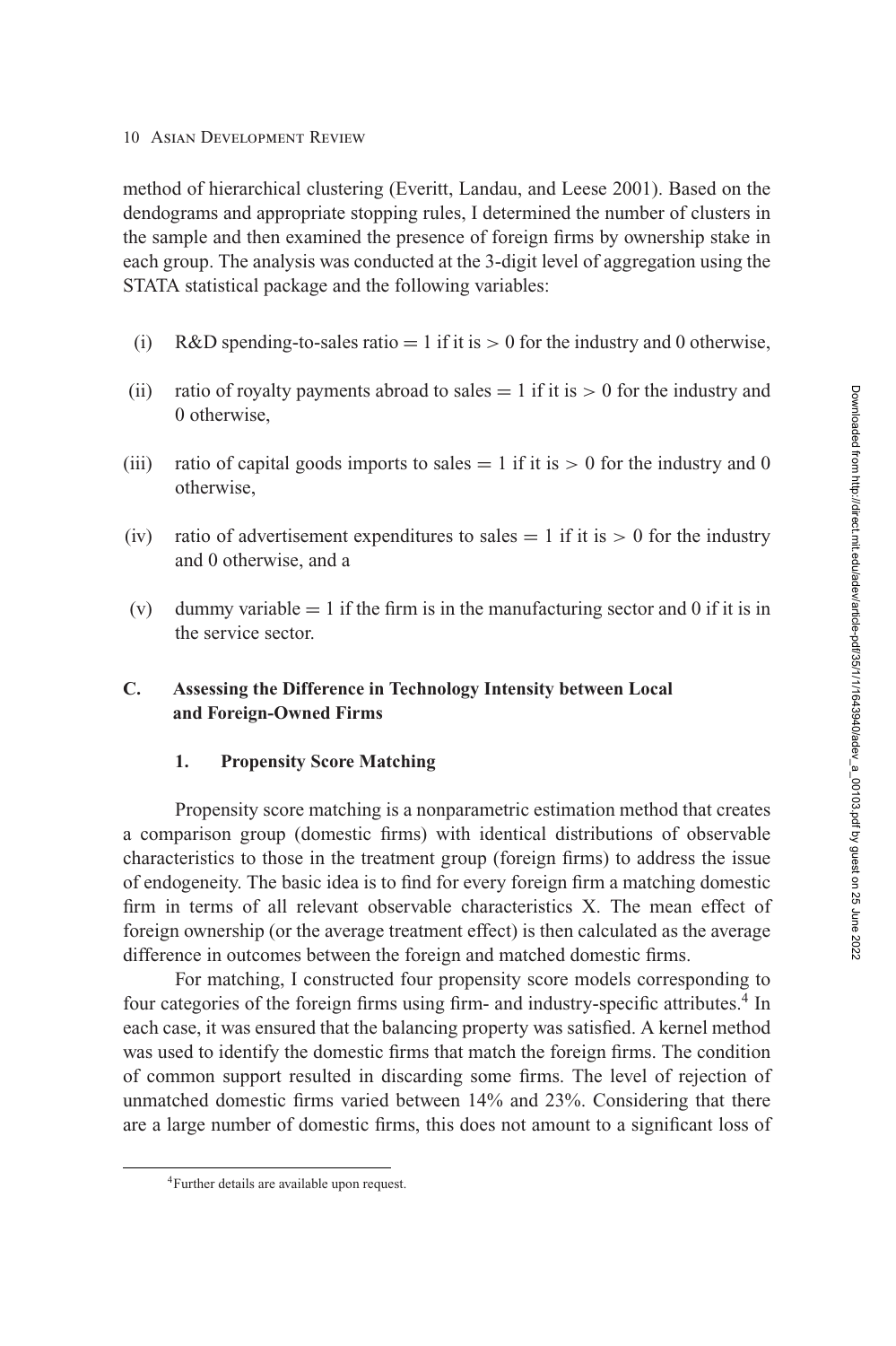method of hierarchical clustering (Everitt, Landau, and Leese 2001). Based on the dendograms and appropriate stopping rules, I determined the number of clusters in the sample and then examined the presence of foreign firms by ownership stake in each group. The analysis was conducted at the 3-digit level of aggregation using the STATA statistical package and the following variables:

(i) R&D spending-to-sales ratio = 1 if it is > 0 for the industry and 0 otherwise,

(ii) ratio of royalty payments abroad to sales = 1 if it is > 0 for the industry and 0 otherwise,

(iii) ratio of capital goods imports to sales = 1 if it is > 0 for the industry and 0 otherwise,

(iv) ratio of advertisement expenditures to sales = 1 if it is > 0 for the industry and 0 otherwise, and a

(v) dummy variable = 1 if the firm is in the manufacturing sector and 0 if it is in the service sector.

## C. Assessing the Difference in Technology Intensity between Local and Foreign-Owned Firms

### 1. Propensity Score Matching

Propensity score matching is a nonparametric estimation method that creates a comparison group (domestic firms) with identical distributions of observable characteristics to those in the treatment group (foreign firms) to address the issue of endogeneity. The basic idea is to find for every foreign firm a matching domestic firm in terms of all relevant observable characteristics X. The mean effect of foreign ownership (or the average treatment effect) is then calculated as the average difference in outcomes between the foreign and matched domestic firms.

For matching, I constructed four propensity score models corresponding to four categories of the foreign firms using firm- and industry-specific attributes.[4] In each case, it was ensured that the balancing property was satisfied. A kernel method was used to identify the domestic firms that match the foreign firms. The condition of common support resulted in discarding some firms. The level of rejection of unmatched domestic firms varied between 14% and 23%. Considering that there are a large number of domestic firms, this does not amount to a significant loss of

[4] Further details are available upon request.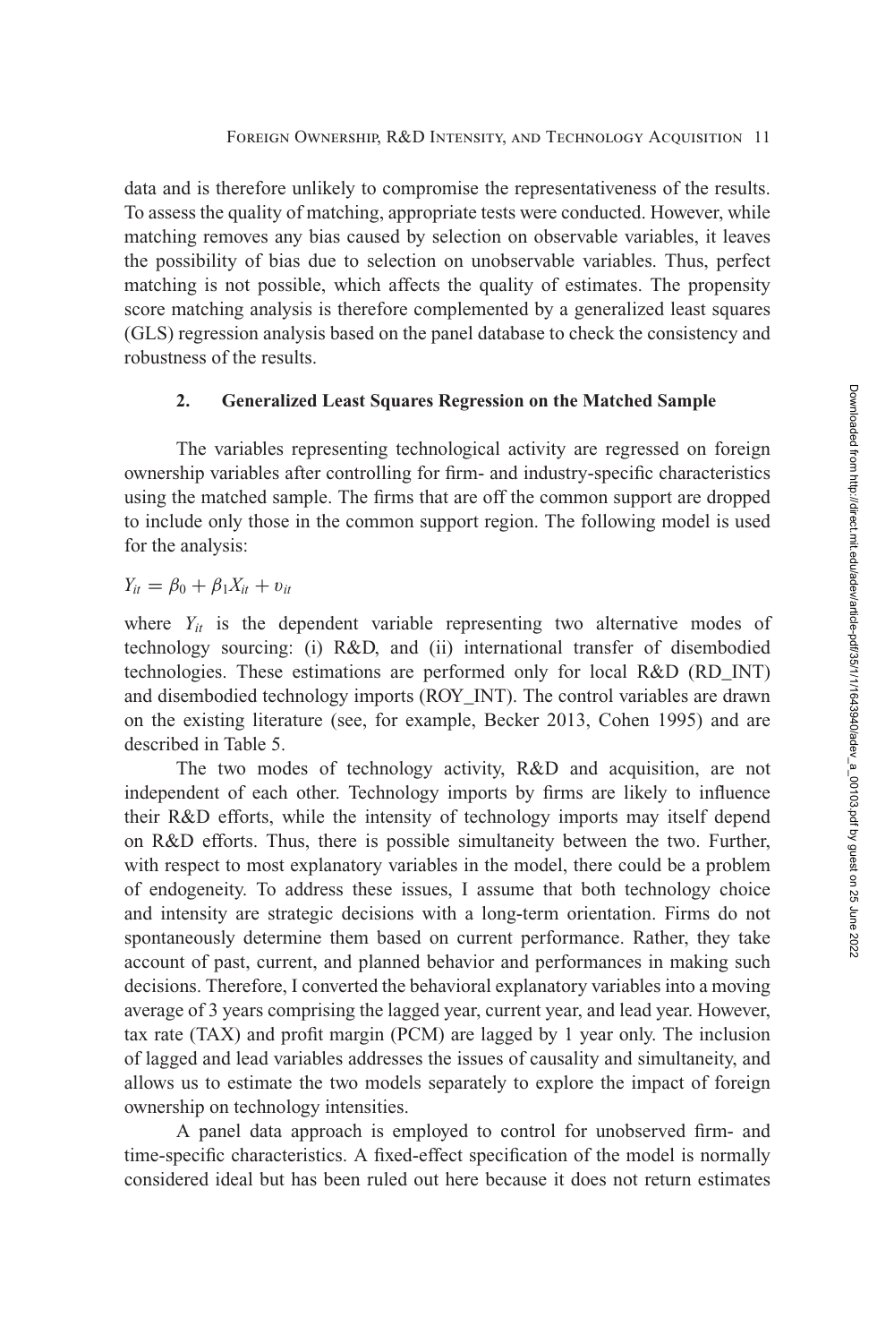data and is therefore unlikely to compromise the representativeness of the results. To assess the quality of matching, appropriate tests were conducted. However, while matching removes any bias caused by selection on observable variables, it leaves the possibility of bias due to selection on unobservable variables. Thus, perfect matching is not possible, which affects the quality of estimates. The propensity score matching analysis is therefore complemented by a generalized least squares (GLS) regression analysis based on the panel database to check the consistency and robustness of the results.

### 2. Generalized Least Squares Regression on the Matched Sample

The variables representing technological activity are regressed on foreign ownership variables after controlling for firm- and industry-specific characteristics using the matched sample. The firms that are off the common support are dropped to include only those in the common support region. The following model is used for the analysis:

$$Y_{it} = \beta_0 + \beta_1 X_{it} + \upsilon_{it}$$

where $Y_{it}$ is the dependent variable representing two alternative modes of technology sourcing: (i) R&D, and (ii) international transfer of disembodied technologies. These estimations are performed only for local R&D (RD_INT) and disembodied technology imports (ROY_INT). The control variables are drawn on the existing literature (see, for example, Becker 2013, Cohen 1995) and are described in Table 5.

The two modes of technology activity, R&D and acquisition, are not independent of each other. Technology imports by firms are likely to influence their R&D efforts, while the intensity of technology imports may itself depend on R&D efforts. Thus, there is possible simultaneity between the two. Further, with respect to most explanatory variables in the model, there could be a problem of endogeneity. To address these issues, I assume that both technology choice and intensity are strategic decisions with a long-term orientation. Firms do not spontaneously determine them based on current performance. Rather, they take account of past, current, and planned behavior and performances in making such decisions. Therefore, I converted the behavioral explanatory variables into a moving average of 3 years comprising the lagged year, current year, and lead year. However, tax rate (TAX) and profit margin (PCM) are lagged by 1 year only. The inclusion of lagged and lead variables addresses the issues of causality and simultaneity, and allows us to estimate the two models separately to explore the impact of foreign ownership on technology intensities.

A panel data approach is employed to control for unobserved firm- and time-specific characteristics. A fixed-effect specification of the model is normally considered ideal but has been ruled out here because it does not return estimates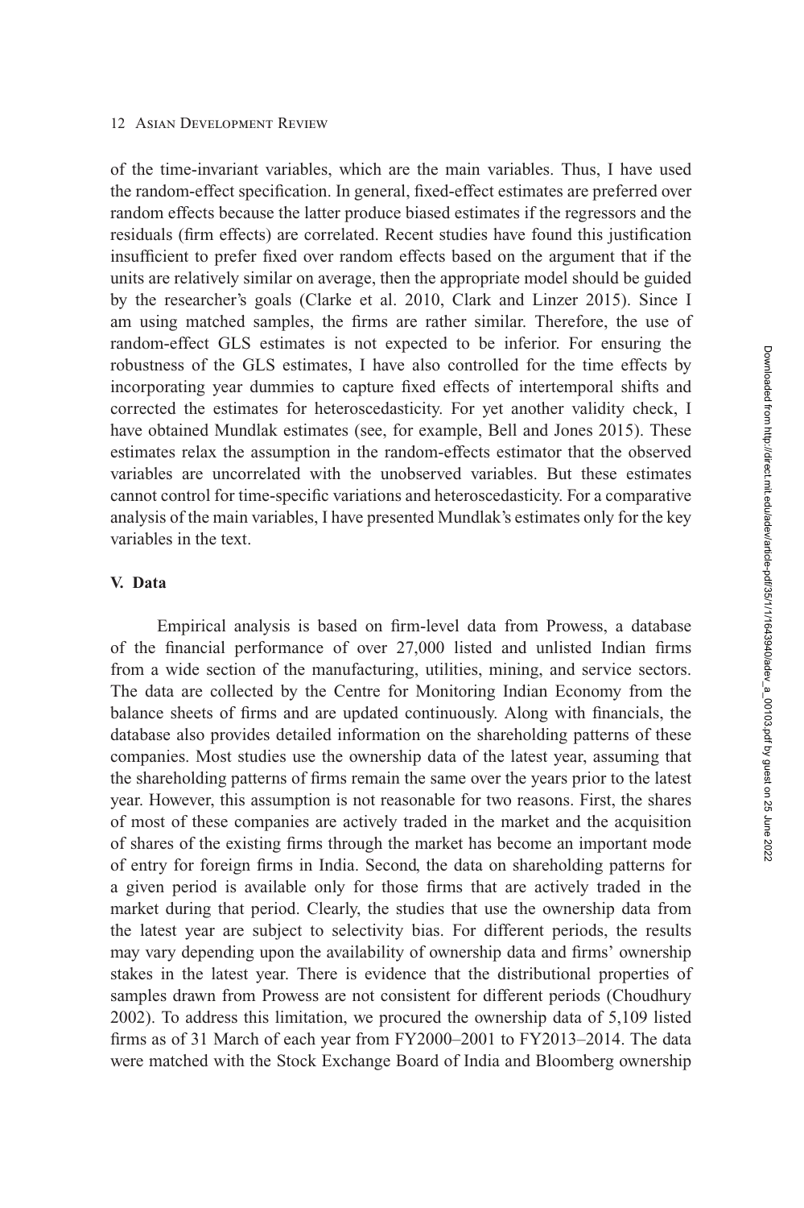of the time-invariant variables, which are the main variables. Thus, I have used the random-effect specification. In general, fixed-effect estimates are preferred over random effects because the latter produce biased estimates if the regressors and the residuals (firm effects) are correlated. Recent studies have found this justification insufficient to prefer fixed over random effects based on the argument that if the units are relatively similar on average, then the appropriate model should be guided by the researcher's goals (Clarke et al. 2010, Clark and Linzer 2015). Since I am using matched samples, the firms are rather similar. Therefore, the use of random-effect GLS estimates is not expected to be inferior. For ensuring the robustness of the GLS estimates, I have also controlled for the time effects by incorporating year dummies to capture fixed effects of intertemporal shifts and corrected the estimates for heteroscedasticity. For yet another validity check, I have obtained Mundlak estimates (see, for example, Bell and Jones 2015). These estimates relax the assumption in the random-effects estimator that the observed variables are uncorrelated with the unobserved variables. But these estimates cannot control for time-specific variations and heteroscedasticity. For a comparative analysis of the main variables, I have presented Mundlak's estimates only for the key variables in the text.

## V. Data

Empirical analysis is based on firm-level data from Prowess, a database of the financial performance of over 27,000 listed and unlisted Indian firms from a wide section of the manufacturing, utilities, mining, and service sectors. The data are collected by the Centre for Monitoring Indian Economy from the balance sheets of firms and are updated continuously. Along with financials, the database also provides detailed information on the shareholding patterns of these companies. Most studies use the ownership data of the latest year, assuming that the shareholding patterns of firms remain the same over the years prior to the latest year. However, this assumption is not reasonable for two reasons. First, the shares of most of these companies are actively traded in the market and the acquisition of shares of the existing firms through the market has become an important mode of entry for foreign firms in India. Second, the data on shareholding patterns for a given period is available only for those firms that are actively traded in the market during that period. Clearly, the studies that use the ownership data from the latest year are subject to selectivity bias. For different periods, the results may vary depending upon the availability of ownership data and firms' ownership stakes in the latest year. There is evidence that the distributional properties of samples drawn from Prowess are not consistent for different periods (Choudhury 2002). To address this limitation, we procured the ownership data of 5,109 listed firms as of 31 March of each year from FY2000–2001 to FY2013–2014. The data were matched with the Stock Exchange Board of India and Bloomberg ownership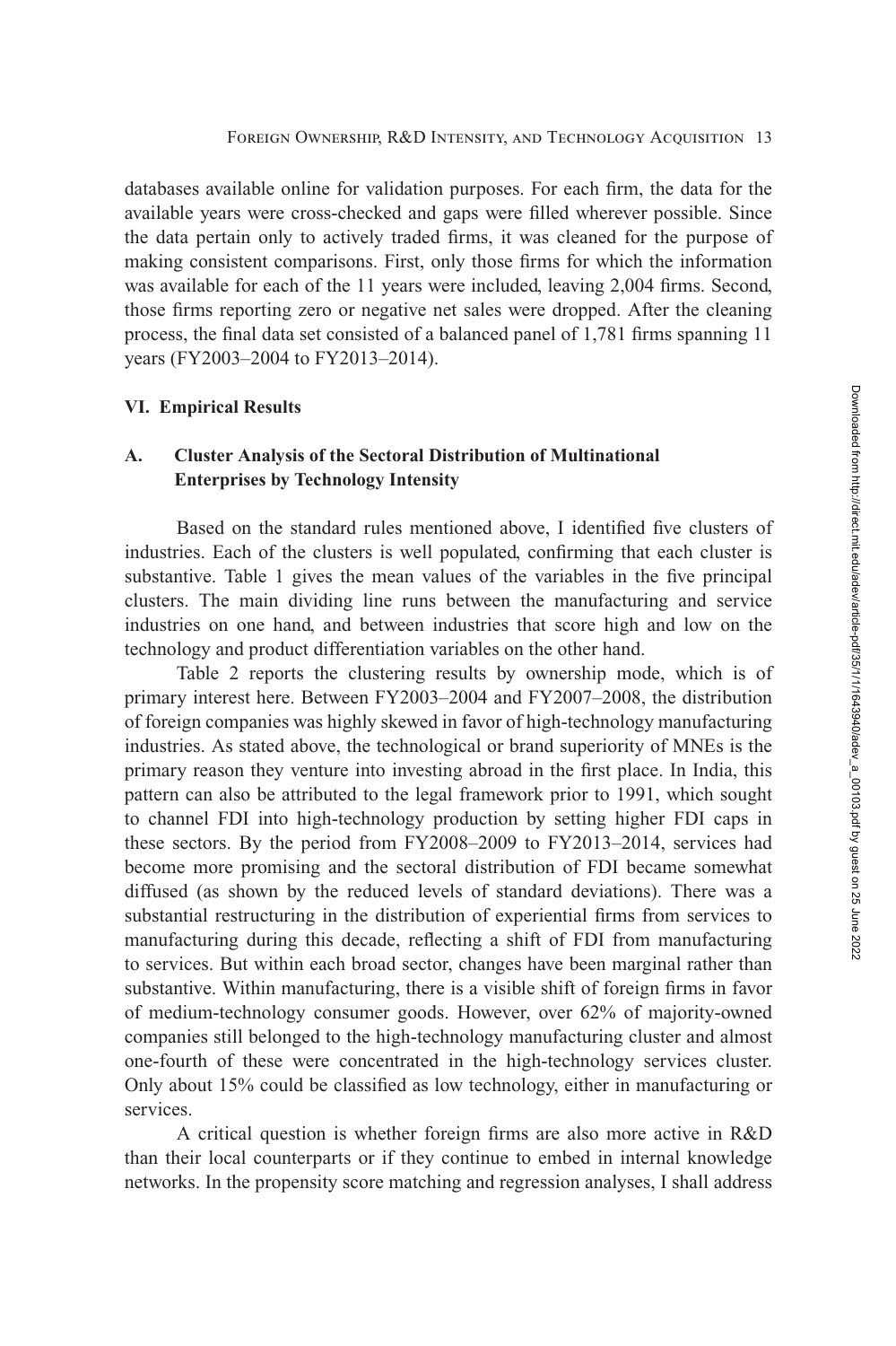databases available online for validation purposes. For each firm, the data for the available years were cross-checked and gaps were filled wherever possible. Since the data pertain only to actively traded firms, it was cleaned for the purpose of making consistent comparisons. First, only those firms for which the information was available for each of the 11 years were included, leaving 2,004 firms. Second, those firms reporting zero or negative net sales were dropped. After the cleaning process, the final data set consisted of a balanced panel of 1,781 firms spanning 11 years (FY2003–2004 to FY2013–2014).

## VI. Empirical Results

### A. Cluster Analysis of the Sectoral Distribution of Multinational Enterprises by Technology Intensity

Based on the standard rules mentioned above, I identified five clusters of industries. Each of the clusters is well populated, confirming that each cluster is substantive. Table 1 gives the mean values of the variables in the five principal clusters. The main dividing line runs between the manufacturing and service industries on one hand, and between industries that score high and low on the technology and product differentiation variables on the other hand.

Table 2 reports the clustering results by ownership mode, which is of primary interest here. Between FY2003–2004 and FY2007–2008, the distribution of foreign companies was highly skewed in favor of high-technology manufacturing industries. As stated above, the technological or brand superiority of MNEs is the primary reason they venture into investing abroad in the first place. In India, this pattern can also be attributed to the legal framework prior to 1991, which sought to channel FDI into high-technology production by setting higher FDI caps in these sectors. By the period from FY2008–2009 to FY2013–2014, services had become more promising and the sectoral distribution of FDI became somewhat diffused (as shown by the reduced levels of standard deviations). There was a substantial restructuring in the distribution of experiential firms from services to manufacturing during this decade, reflecting a shift of FDI from manufacturing to services. But within each broad sector, changes have been marginal rather than substantive. Within manufacturing, there is a visible shift of foreign firms in favor of medium-technology consumer goods. However, over 62% of majority-owned companies still belonged to the high-technology manufacturing cluster and almost one-fourth of these were concentrated in the high-technology services cluster. Only about 15% could be classified as low technology, either in manufacturing or services.

A critical question is whether foreign firms are also more active in R&D than their local counterparts or if they continue to embed in internal knowledge networks. In the propensity score matching and regression analyses, I shall address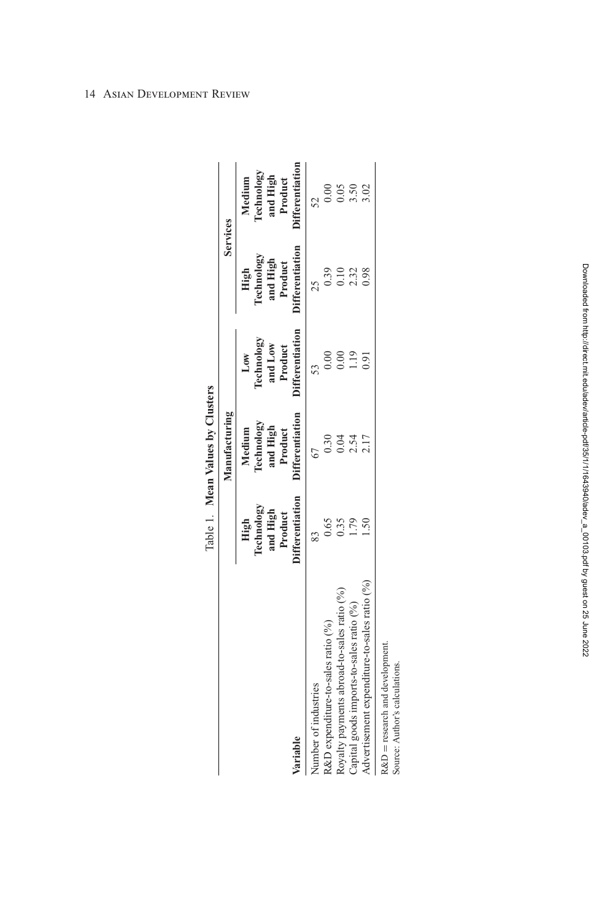Table 1. **Mean Values by Clusters**

| **Variable** | **Manufacturing** | | | **Services** | |
|---|---|---|---|---|---|
| | **High Technology and High Product Differentiation** | **Medium Technology and High Product Differentiation** | **Low Technology and Low Product Differentiation** | **High Technology and High Product Differentiation** | **Medium Technology and High Product Differentiation** |
| Number of industries | 83 | 67 | 53 | 25 | 52 |
| R&D expenditure-to-sales ratio (%) | 0.65 | 0.30 | 0.00 | 0.39 | 0.00 |
| Royalty payments abroad-to-sales ratio (%) | 0.35 | 0.04 | 0.00 | 0.10 | 0.05 |
| Capital goods imports-to-sales ratio (%) | 1.79 | 2.54 | 1.19 | 2.32 | 3.50 |
| Advertisement expenditure-to-sales ratio (%) | 1.50 | 2.17 | 0.91 | 0.98 | 3.02 |

R&D = research and development.
Source: Author's calculations.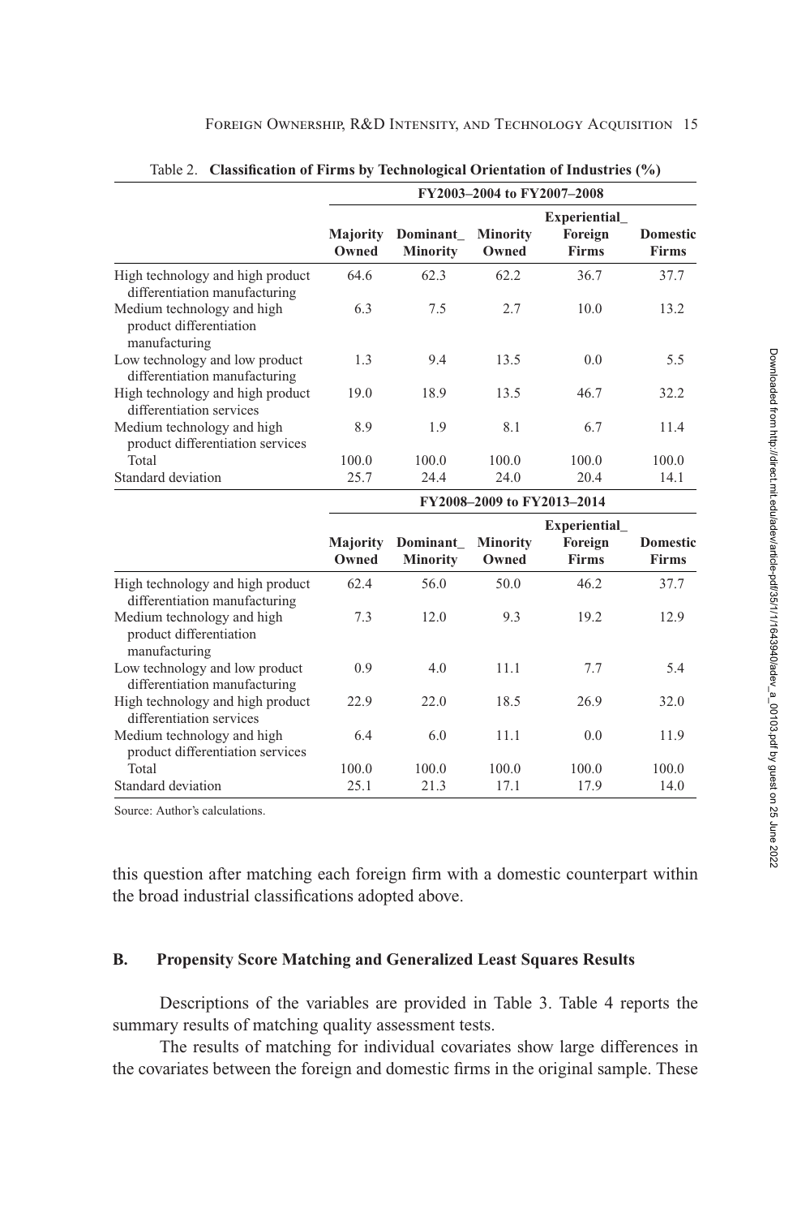Table 2. **Classification of Firms by Technological Orientation of Industries (%)**

| | FY2003–2004 to FY2007–2008 | | | | |
|---|---|---|---|---|---|
| | Majority Owned | Dominant_ Minority | Minority Owned | Experiential_ Foreign Firms | Domestic Firms |
| High technology and high product differentiation manufacturing | 64.6 | 62.3 | 62.2 | 36.7 | 37.7 |
| Medium technology and high product differentiation manufacturing | 6.3 | 7.5 | 2.7 | 10.0 | 13.2 |
| Low technology and low product differentiation manufacturing | 1.3 | 9.4 | 13.5 | 0.0 | 5.5 |
| High technology and high product differentiation services | 19.0 | 18.9 | 13.5 | 46.7 | 32.2 |
| Medium technology and high product differentiation services | 8.9 | 1.9 | 8.1 | 6.7 | 11.4 |
| Total | 100.0 | 100.0 | 100.0 | 100.0 | 100.0 |
| Standard deviation | 25.7 | 24.4 | 24.0 | 20.4 | 14.1 |
| | **FY2008–2009 to FY2013–2014** | | | | |
| | **Majority Owned** | **Dominant_ Minority** | **Minority Owned** | **Experiential_ Foreign Firms** | **Domestic Firms** |
| High technology and high product differentiation manufacturing | 62.4 | 56.0 | 50.0 | 46.2 | 37.7 |
| Medium technology and high product differentiation manufacturing | 7.3 | 12.0 | 9.3 | 19.2 | 12.9 |
| Low technology and low product differentiation manufacturing | 0.9 | 4.0 | 11.1 | 7.7 | 5.4 |
| High technology and high product differentiation services | 22.9 | 22.0 | 18.5 | 26.9 | 32.0 |
| Medium technology and high product differentiation services | 6.4 | 6.0 | 11.1 | 0.0 | 11.9 |
| Total | 100.0 | 100.0 | 100.0 | 100.0 | 100.0 |
| Standard deviation | 25.1 | 21.3 | 17.1 | 17.9 | 14.0 |

Source: Author's calculations.

this question after matching each foreign firm with a domestic counterpart within the broad industrial classifications adopted above.

### B. Propensity Score Matching and Generalized Least Squares Results

Descriptions of the variables are provided in Table 3. Table 4 reports the summary results of matching quality assessment tests.

The results of matching for individual covariates show large differences in the covariates between the foreign and domestic firms in the original sample. These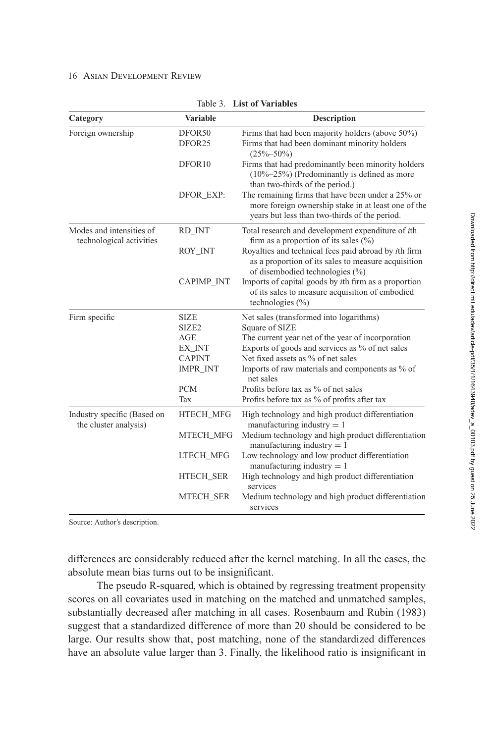Table 3. **List of Variables**

| Category | Variable | Description |
|---|---|---|
| Foreign ownership | DFOR50 | Firms that had been majority holders (above 50%) |
| | DFOR25 | Firms that had been dominant minority holders (25%–50%) |
| | DFOR10 | Firms that had predominantly been minority holders (10%–25%) (Predominantly is defined as more than two-thirds of the period.) |
| | DFOR_EXP: | The remaining firms that have been under a 25% or more foreign ownership stake in at least one of the years but less than two-thirds of the period. |
| Modes and intensities of technological activities | RD_INT | Total research and development expenditure of *i*th firm as a proportion of its sales (%) |
| | ROY_INT | Royalties and technical fees paid abroad by *i*th firm as a proportion of its sales to measure acquisition of disembodied technologies (%) |
| | CAPIMP_INT | Imports of capital goods by *i*th firm as a proportion of its sales to measure acquisition of embodied technologies (%) |
| Firm specific | SIZE | Net sales (transformed into logarithms) |
| | SIZE2 | Square of SIZE |
| | AGE | The current year net of the year of incorporation |
| | EX_INT | Exports of goods and services as % of net sales |
| | CAPINT | Net fixed assets as % of net sales |
| | IMPR_INT | Imports of raw materials and components as % of net sales |
| | PCM | Profits before tax as % of net sales |
| | Tax | Profits before tax as % of profits after tax |
| Industry specific (Based on the cluster analysis) | HTECH_MFG | High technology and high product differentiation manufacturing industry = 1 |
| | MTECH_MFG | Medium technology and high product differentiation manufacturing industry = 1 |
| | LTECH_MFG | Low technology and low product differentiation manufacturing industry = 1 |
| | HTECH_SER | High technology and high product differentiation services |
| | MTECH_SER | Medium technology and high product differentiation services |

Source: Author's description.

differences are considerably reduced after the kernel matching. In all the cases, the absolute mean bias turns out to be insignificant.

The pseudo R-squared, which is obtained by regressing treatment propensity scores on all covariates used in matching on the matched and unmatched samples, substantially decreased after matching in all cases. Rosenbaum and Rubin (1983) suggest that a standardized difference of more than 20 should be considered to be large. Our results show that, post matching, none of the standardized differences have an absolute value larger than 3. Finally, the likelihood ratio is insignificant in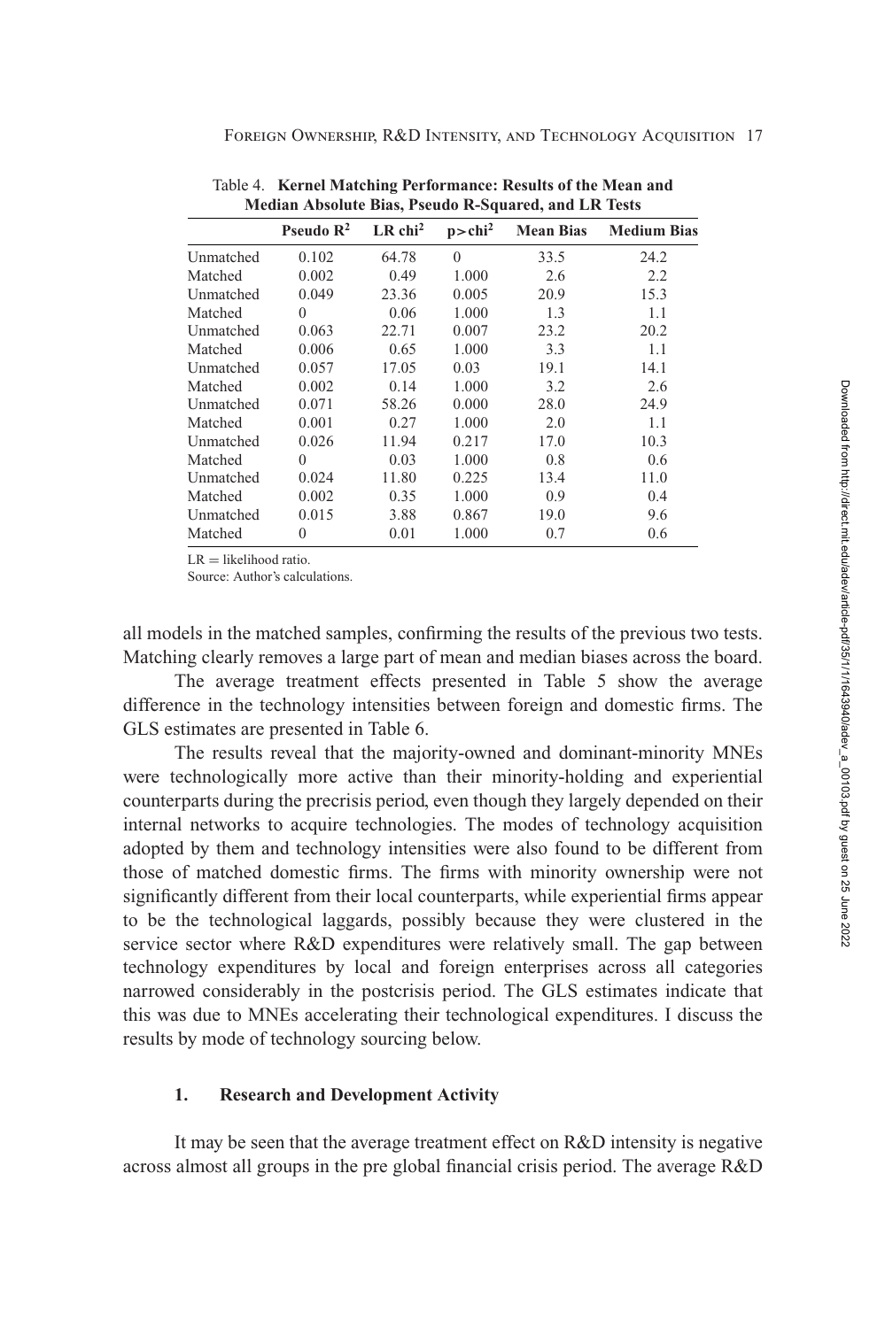Table 4. **Kernel Matching Performance: Results of the Mean and Median Absolute Bias, Pseudo R-Squared, and LR Tests**

| | Pseudo $R^2$ | LR $chi^2$ | $p > chi^2$ | Mean Bias | Medium Bias |
|---|---|---|---|---|---|
| Unmatched | 0.102 | 64.78 | 0 | 33.5 | 24.2 |
| Matched | 0.002 | 0.49 | 1.000 | 2.6 | 2.2 |
| Unmatched | 0.049 | 23.36 | 0.005 | 20.9 | 15.3 |
| Matched | 0 | 0.06 | 1.000 | 1.3 | 1.1 |
| Unmatched | 0.063 | 22.71 | 0.007 | 23.2 | 20.2 |
| Matched | 0.006 | 0.65 | 1.000 | 3.3 | 1.1 |
| Unmatched | 0.057 | 17.05 | 0.03 | 19.1 | 14.1 |
| Matched | 0.002 | 0.14 | 1.000 | 3.2 | 2.6 |
| Unmatched | 0.071 | 58.26 | 0.000 | 28.0 | 24.9 |
| Matched | 0.001 | 0.27 | 1.000 | 2.0 | 1.1 |
| Unmatched | 0.026 | 11.94 | 0.217 | 17.0 | 10.3 |
| Matched | 0 | 0.03 | 1.000 | 0.8 | 0.6 |
| Unmatched | 0.024 | 11.80 | 0.225 | 13.4 | 11.0 |
| Matched | 0.002 | 0.35 | 1.000 | 0.9 | 0.4 |
| Unmatched | 0.015 | 3.88 | 0.867 | 19.0 | 9.6 |
| Matched | 0 | 0.01 | 1.000 | 0.7 | 0.6 |

LR = likelihood ratio.

Source: Author's calculations.

all models in the matched samples, confirming the results of the previous two tests. Matching clearly removes a large part of mean and median biases across the board.

The average treatment effects presented in Table 5 show the average difference in the technology intensities between foreign and domestic firms. The GLS estimates are presented in Table 6.

The results reveal that the majority-owned and dominant-minority MNEs were technologically more active than their minority-holding and experiential counterparts during the precrisis period, even though they largely depended on their internal networks to acquire technologies. The modes of technology acquisition adopted by them and technology intensities were also found to be different from those of matched domestic firms. The firms with minority ownership were not significantly different from their local counterparts, while experiential firms appear to be the technological laggards, possibly because they were clustered in the service sector where R&D expenditures were relatively small. The gap between technology expenditures by local and foreign enterprises across all categories narrowed considerably in the postcrisis period. The GLS estimates indicate that this was due to MNEs accelerating their technological expenditures. I discuss the results by mode of technology sourcing below.

### 1. Research and Development Activity

It may be seen that the average treatment effect on R&D intensity is negative across almost all groups in the pre global financial crisis period. The average R&D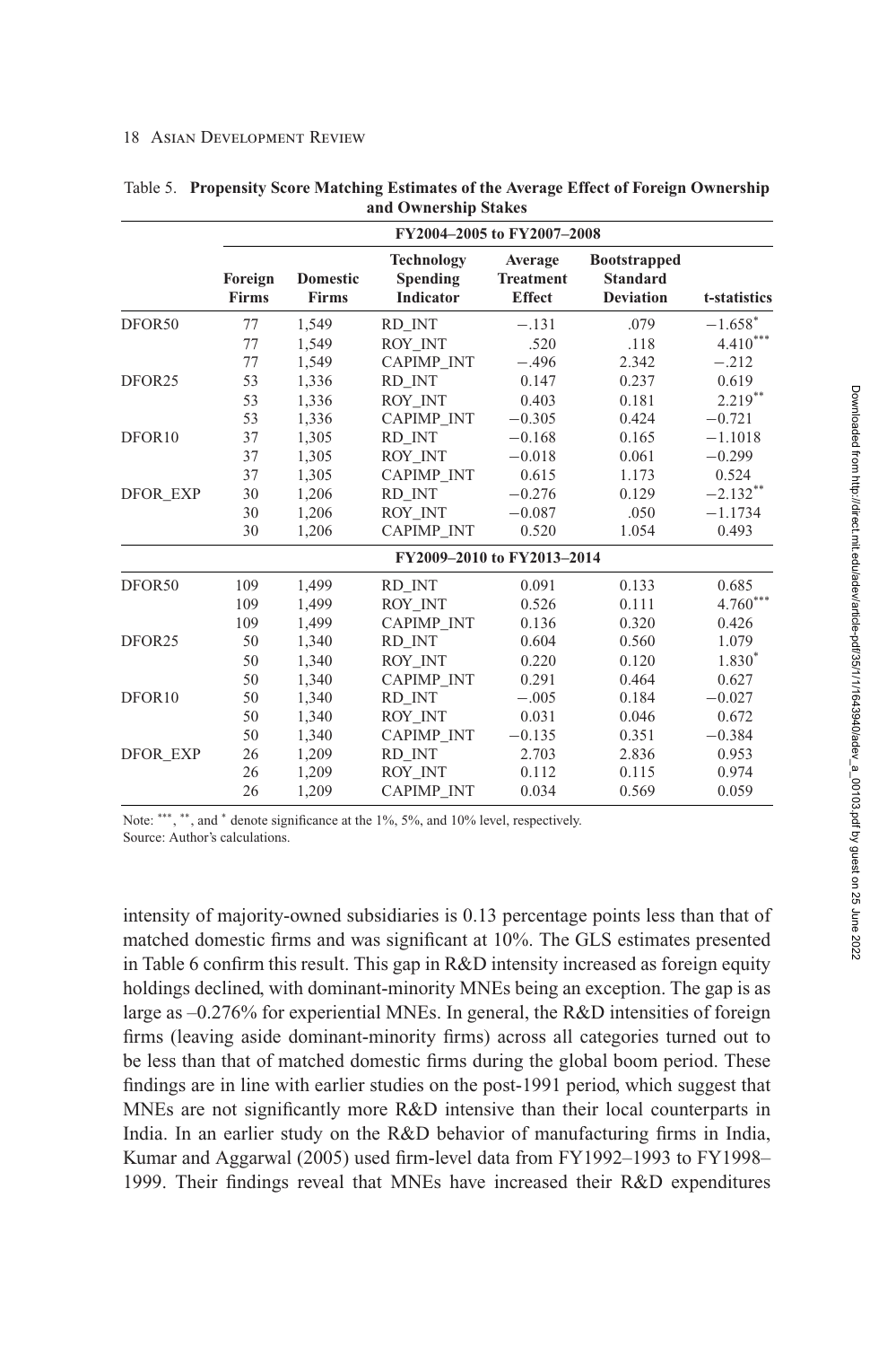Table 5. **Propensity Score Matching Estimates of the Average Effect of Foreign Ownership and Ownership Stakes**

| | Foreign Firms | Domestic Firms | Technology Spending Indicator | Average Treatment Effect | Bootstrapped Standard Deviation | t-statistics |
|---|---|---|---|---|---|---|
| | **FY2004–2005 to FY2007–2008** | | | | | |
| DFOR50 | 77 | 1,549 | RD_INT | −.131 | .079 | −1.658* |
| | 77 | 1,549 | ROY_INT | .520 | .118 | 4.410*** |
| | 77 | 1,549 | CAPIMP_INT | −.496 | 2.342 | −.212 |
| DFOR25 | 53 | 1,336 | RD_INT | 0.147 | 0.237 | 0.619 |
| | 53 | 1,336 | ROY_INT | 0.403 | 0.181 | 2.219** |
| | 53 | 1,336 | CAPIMP_INT | −0.305 | 0.424 | −0.721 |
| DFOR10 | 37 | 1,305 | RD_INT | −0.168 | 0.165 | −1.1018 |
| | 37 | 1,305 | ROY_INT | −0.018 | 0.061 | −0.299 |
| | 37 | 1,305 | CAPIMP_INT | 0.615 | 1.173 | 0.524 |
| DFOR_EXP | 30 | 1,206 | RD_INT | −0.276 | 0.129 | −2.132** |
| | 30 | 1,206 | ROY_INT | −0.087 | .050 | −1.1734 |
| | 30 | 1,206 | CAPIMP_INT | 0.520 | 1.054 | 0.493 |
| | **FY2009–2010 to FY2013–2014** | | | | | |
| DFOR50 | 109 | 1,499 | RD_INT | 0.091 | 0.133 | 0.685 |
| | 109 | 1,499 | ROY_INT | 0.526 | 0.111 | 4.760*** |
| | 109 | 1,499 | CAPIMP_INT | 0.136 | 0.320 | 0.426 |
| DFOR25 | 50 | 1,340 | RD_INT | 0.604 | 0.560 | 1.079 |
| | 50 | 1,340 | ROY_INT | 0.220 | 0.120 | 1.830* |
| | 50 | 1,340 | CAPIMP_INT | 0.291 | 0.464 | 0.627 |
| DFOR10 | 50 | 1,340 | RD_INT | −.005 | 0.184 | −0.027 |
| | 50 | 1,340 | ROY_INT | 0.031 | 0.046 | 0.672 |
| | 50 | 1,340 | CAPIMP_INT | −0.135 | 0.351 | −0.384 |
| DFOR_EXP | 26 | 1,209 | RD_INT | 2.703 | 2.836 | 0.953 |
| | 26 | 1,209 | ROY_INT | 0.112 | 0.115 | 0.974 |
| | 26 | 1,209 | CAPIMP_INT | 0.034 | 0.569 | 0.059 |

Note: ***, **, and * denote significance at the 1%, 5%, and 10% level, respectively.
Source: Author's calculations.

intensity of majority-owned subsidiaries is 0.13 percentage points less than that of matched domestic firms and was significant at 10%. The GLS estimates presented in Table 6 confirm this result. This gap in R&D intensity increased as foreign equity holdings declined, with dominant-minority MNEs being an exception. The gap is as large as –0.276% for experiential MNEs. In general, the R&D intensities of foreign firms (leaving aside dominant-minority firms) across all categories turned out to be less than that of matched domestic firms during the global boom period. These findings are in line with earlier studies on the post-1991 period, which suggest that MNEs are not significantly more R&D intensive than their local counterparts in India. In an earlier study on the R&D behavior of manufacturing firms in India, Kumar and Aggarwal (2005) used firm-level data from FY1992–1993 to FY1998–1999. Their findings reveal that MNEs have increased their R&D expenditures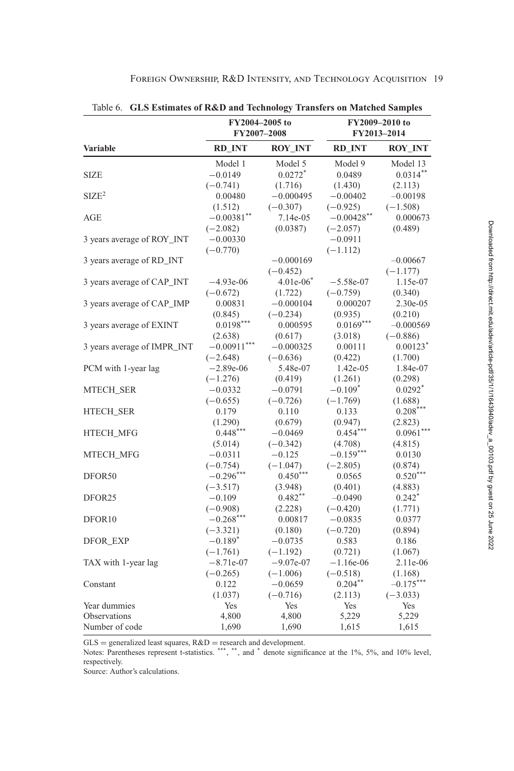Table 6. **GLS Estimates of R&D and Technology Transfers on Matched Samples**

| | FY2004–2005 to FY2007–2008 | | FY2009–2010 to FY2013–2014 | |
|---|---|---|---|---|
| **Variable** | **RD_INT** | **ROY_INT** | **RD_INT** | **ROY_INT** |
| | Model 1 | Model 5 | Model 9 | Model 13 |
| SIZE | −0.0149 | 0.0272* | 0.0489 | 0.0314** |
| | (−0.741) | (1.716) | (1.430) | (2.113) |
| $SIZE^2$ | 0.00480 | −0.000495 | −0.00402 | −0.00198 |
| | (1.512) | (−0.307) | (−0.925) | (−1.508) |
| AGE | −0.00381** | 7.14e-05 | −0.00428** | 0.000673 |
| | (−2.082) | (0.0387) | (−2.057) | (0.489) |
| 3 years average of ROY_INT | −0.00330 | | −0.0911 | |
| | (−0.770) | | (−1.112) | |
| 3 years average of RD_INT | | −0.000169 | | −0.00667 |
| | | (−0.452) | | (−1.177) |
| 3 years average of CAP_INT | −4.93e-06 | 4.01e-06* | −5.58e-07 | 1.15e-07 |
| | (−0.672) | (1.722) | (−0.759) | (0.340) |
| 3 years average of CAP_IMP | 0.00831 | −0.000104 | 0.000207 | 2.30e-05 |
| | (0.845) | (−0.234) | (0.935) | (0.210) |
| 3 years average of EXINT | 0.0198*** | 0.000595 | 0.0169*** | −0.000569 |
| | (2.638) | (0.617) | (3.018) | (−0.886) |
| 3 years average of IMPR_INT | −0.00911*** | −0.000325 | 0.00111 | 0.00123* |
| | (−2.648) | (−0.636) | (0.422) | (1.700) |
| PCM with 1-year lag | −2.89e-06 | 5.48e-07 | 1.42e-05 | 1.84e-07 |
| | (−1.276) | (0.419) | (1.261) | (0.298) |
| MTECH_SER | −0.0332 | −0.0791 | −0.109* | 0.0292* |
| | (−0.655) | (−0.726) | (−1.769) | (1.688) |
| HTECH_SER | 0.179 | 0.110 | 0.133 | 0.208*** |
| | (1.290) | (0.679) | (0.947) | (2.823) |
| HTECH_MFG | 0.448*** | −0.0469 | 0.454*** | 0.0961*** |
| | (5.014) | (−0.342) | (4.708) | (4.815) |
| MTECH_MFG | −0.0311 | −0.125 | −0.159*** | 0.0130 |
| | (−0.754) | (−1.047) | (−2.805) | (0.874) |
| DFOR50 | −0.296*** | 0.450*** | 0.0565 | 0.520*** |
| | (−3.517) | (3.948) | (0.401) | (4.883) |
| DFOR25 | −0.109 | 0.482** | −0.0490 | 0.242* |
| | (−0.908) | (2.228) | (−0.420) | (1.771) |
| DFOR10 | −0.268*** | 0.00817 | −0.0835 | 0.0377 |
| | (−3.321) | (0.180) | (−0.720) | (0.894) |
| DFOR_EXP | −0.189* | −0.0735 | 0.583 | 0.186 |
| | (−1.761) | (−1.192) | (0.721) | (1.067) |
| TAX with 1-year lag | −8.71e-07 | −9.07e-07 | −1.16e-06 | 2.11e-06 |
| | (−0.265) | (−1.006) | (−0.518) | (1.168) |
| Constant | 0.122 | −0.0659 | 0.204** | −0.175*** |
| | (1.037) | (−0.716) | (2.113) | (−3.033) |
| Year dummies | Yes | Yes | Yes | Yes |
| Observations | 4,800 | 4,800 | 5,229 | 5,229 |
| Number of code | 1,690 | 1,690 | 1,615 | 1,615 |

GLS = generalized least squares, R&D = research and development.

Notes: Parentheses represent t-statistics. ***, **, and * denote significance at the 1%, 5%, and 10% level, respectively.

Source: Author's calculations.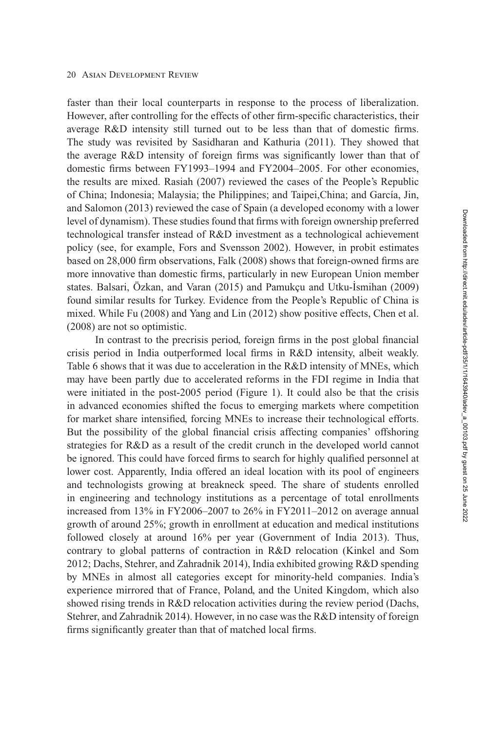faster than their local counterparts in response to the process of liberalization. However, after controlling for the effects of other firm-specific characteristics, their average R&D intensity still turned out to be less than that of domestic firms. The study was revisited by Sasidharan and Kathuria (2011). They showed that the average R&D intensity of foreign firms was significantly lower than that of domestic firms between FY1993–1994 and FY2004–2005. For other economies, the results are mixed. Rasiah (2007) reviewed the cases of the People's Republic of China; Indonesia; Malaysia; the Philippines; and Taipei,China; and García, Jin, and Salomon (2013) reviewed the case of Spain (a developed economy with a lower level of dynamism). These studies found that firms with foreign ownership preferred technological transfer instead of R&D investment as a technological achievement policy (see, for example, Fors and Svensson 2002). However, in probit estimates based on 28,000 firm observations, Falk (2008) shows that foreign-owned firms are more innovative than domestic firms, particularly in new European Union member states. Balsari, Özkan, and Varan (2015) and Pamukçu and Utku-İsmihan (2009) found similar results for Turkey. Evidence from the People's Republic of China is mixed. While Fu (2008) and Yang and Lin (2012) show positive effects, Chen et al. (2008) are not so optimistic.

In contrast to the precrisis period, foreign firms in the post global financial crisis period in India outperformed local firms in R&D intensity, albeit weakly. Table 6 shows that it was due to acceleration in the R&D intensity of MNEs, which may have been partly due to accelerated reforms in the FDI regime in India that were initiated in the post-2005 period (Figure 1). It could also be that the crisis in advanced economies shifted the focus to emerging markets where competition for market share intensified, forcing MNEs to increase their technological efforts. But the possibility of the global financial crisis affecting companies' offshoring strategies for R&D as a result of the credit crunch in the developed world cannot be ignored. This could have forced firms to search for highly qualified personnel at lower cost. Apparently, India offered an ideal location with its pool of engineers and technologists growing at breakneck speed. The share of students enrolled in engineering and technology institutions as a percentage of total enrollments increased from 13% in FY2006–2007 to 26% in FY2011–2012 on average annual growth of around 25%; growth in enrollment at education and medical institutions followed closely at around 16% per year (Government of India 2013). Thus, contrary to global patterns of contraction in R&D relocation (Kinkel and Som 2012; Dachs, Stehrer, and Zahradnik 2014), India exhibited growing R&D spending by MNEs in almost all categories except for minority-held companies. India's experience mirrored that of France, Poland, and the United Kingdom, which also showed rising trends in R&D relocation activities during the review period (Dachs, Stehrer, and Zahradnik 2014). However, in no case was the R&D intensity of foreign firms significantly greater than that of matched local firms.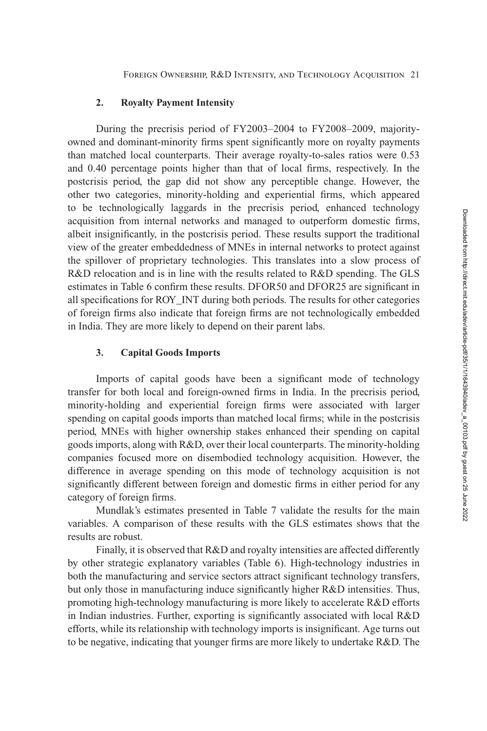### 2. Royalty Payment Intensity

During the precrisis period of FY2003–2004 to FY2008–2009, majority-owned and dominant-minority firms spent significantly more on royalty payments than matched local counterparts. Their average royalty-to-sales ratios were 0.53 and 0.40 percentage points higher than that of local firms, respectively. In the postcrisis period, the gap did not show any perceptible change. However, the other two categories, minority-holding and experiential firms, which appeared to be technologically laggards in the precrisis period, enhanced technology acquisition from internal networks and managed to outperform domestic firms, albeit insignificantly, in the postcrisis period. These results support the traditional view of the greater embeddedness of MNEs in internal networks to protect against the spillover of proprietary technologies. This translates into a slow process of R&D relocation and is in line with the results related to R&D spending. The GLS estimates in Table 6 confirm these results. DFOR50 and DFOR25 are significant in all specifications for ROY_INT during both periods. The results for other categories of foreign firms also indicate that foreign firms are not technologically embedded in India. They are more likely to depend on their parent labs.

### 3. Capital Goods Imports

Imports of capital goods have been a significant mode of technology transfer for both local and foreign-owned firms in India. In the precrisis period, minority-holding and experiential foreign firms were associated with larger spending on capital goods imports than matched local firms; while in the postcrisis period, MNEs with higher ownership stakes enhanced their spending on capital goods imports, along with R&D, over their local counterparts. The minority-holding companies focused more on disembodied technology acquisition. However, the difference in average spending on this mode of technology acquisition is not significantly different between foreign and domestic firms in either period for any category of foreign firms.

Mundlak's estimates presented in Table 7 validate the results for the main variables. A comparison of these results with the GLS estimates shows that the results are robust.

Finally, it is observed that R&D and royalty intensities are affected differently by other strategic explanatory variables (Table 6). High-technology industries in both the manufacturing and service sectors attract significant technology transfers, but only those in manufacturing induce significantly higher R&D intensities. Thus, promoting high-technology manufacturing is more likely to accelerate R&D efforts in Indian industries. Further, exporting is significantly associated with local R&D efforts, while its relationship with technology imports is insignificant. Age turns out to be negative, indicating that younger firms are more likely to undertake R&D. The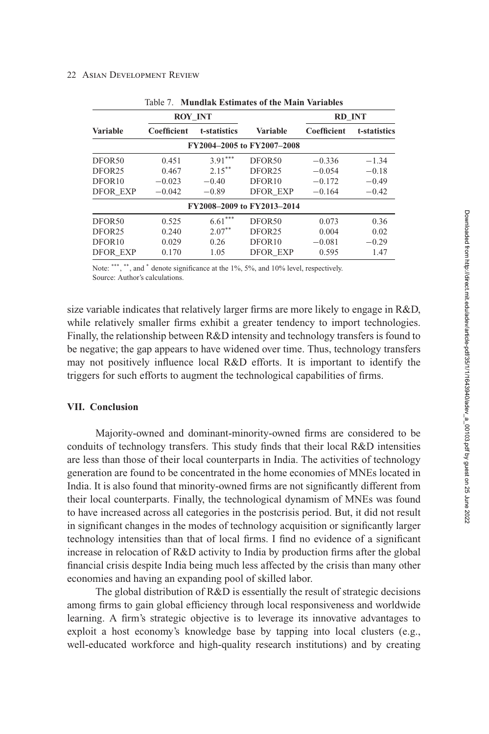Table 7. **Mundlak Estimates of the Main Variables**

| | ROY_INT | | | RD_INT | |
|---|---|---|---|---|---|
| **Variable** | **Coefficient** | **t-statistics** | **Variable** | **Coefficient** | **t-statistics** |
| | | FY2004–2005 to FY2007–2008 | | | |
| DFOR50 | 0.451 | 3.91*** | DFOR50 | −0.336 | −1.34 |
| DFOR25 | 0.467 | 2.15** | DFOR25 | −0.054 | −0.18 |
| DFOR10 | −0.023 | −0.40 | DFOR10 | −0.172 | −0.49 |
| DFOR_EXP | −0.042 | −0.89 | DFOR_EXP | −0.164 | −0.42 |
| | | FY2008–2009 to FY2013–2014 | | | |
| DFOR50 | 0.525 | 6.61*** | DFOR50 | 0.073 | 0.36 |
| DFOR25 | 0.240 | 2.07** | DFOR25 | 0.004 | 0.02 |
| DFOR10 | 0.029 | 0.26 | DFOR10 | −0.081 | −0.29 |
| DFOR_EXP | 0.170 | 1.05 | DFOR_EXP | 0.595 | 1.47 |

Note: ***, **, and * denote significance at the 1%, 5%, and 10% level, respectively.
Source: Author's calculations.

size variable indicates that relatively larger firms are more likely to engage in R&D, while relatively smaller firms exhibit a greater tendency to import technologies. Finally, the relationship between R&D intensity and technology transfers is found to be negative; the gap appears to have widened over time. Thus, technology transfers may not positively influence local R&D efforts. It is important to identify the triggers for such efforts to augment the technological capabilities of firms.

## VII. Conclusion

Majority-owned and dominant-minority-owned firms are considered to be conduits of technology transfers. This study finds that their local R&D intensities are less than those of their local counterparts in India. The activities of technology generation are found to be concentrated in the home economies of MNEs located in India. It is also found that minority-owned firms are not significantly different from their local counterparts. Finally, the technological dynamism of MNEs was found to have increased across all categories in the postcrisis period. But, it did not result in significant changes in the modes of technology acquisition or significantly larger technology intensities than that of local firms. I find no evidence of a significant increase in relocation of R&D activity to India by production firms after the global financial crisis despite India being much less affected by the crisis than many other economies and having an expanding pool of skilled labor.

The global distribution of R&D is essentially the result of strategic decisions among firms to gain global efficiency through local responsiveness and worldwide learning. A firm's strategic objective is to leverage its innovative advantages to exploit a host economy's knowledge base by tapping into local clusters (e.g., well-educated workforce and high-quality research institutions) and by creating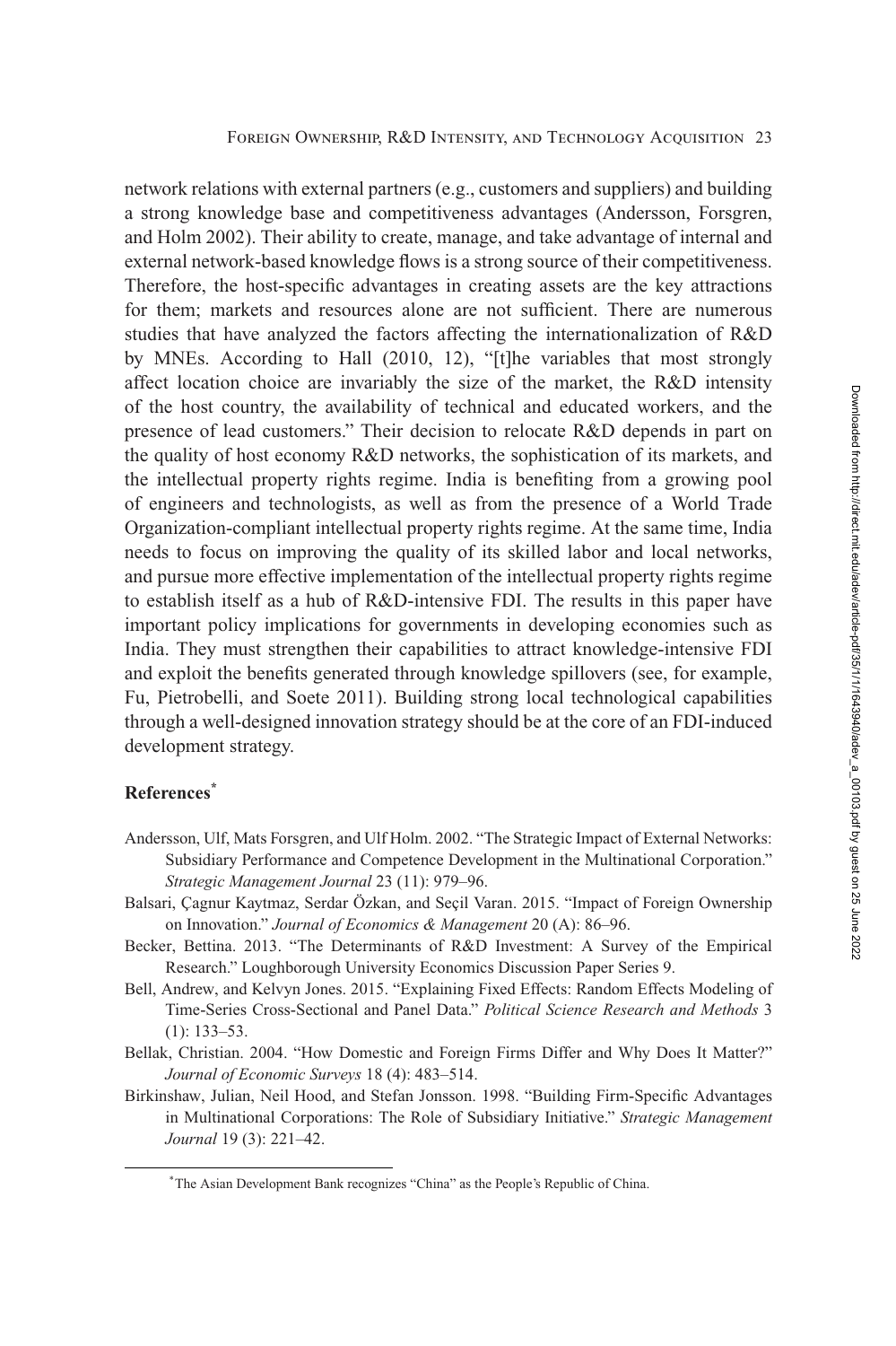network relations with external partners (e.g., customers and suppliers) and building a strong knowledge base and competitiveness advantages (Andersson, Forsgren, and Holm 2002). Their ability to create, manage, and take advantage of internal and external network-based knowledge flows is a strong source of their competitiveness. Therefore, the host-specific advantages in creating assets are the key attractions for them; markets and resources alone are not sufficient. There are numerous studies that have analyzed the factors affecting the internationalization of R&D by MNEs. According to Hall (2010, 12), "[t]he variables that most strongly affect location choice are invariably the size of the market, the R&D intensity of the host country, the availability of technical and educated workers, and the presence of lead customers." Their decision to relocate R&D depends in part on the quality of host economy R&D networks, the sophistication of its markets, and the intellectual property rights regime. India is benefiting from a growing pool of engineers and technologists, as well as from the presence of a World Trade Organization-compliant intellectual property rights regime. At the same time, India needs to focus on improving the quality of its skilled labor and local networks, and pursue more effective implementation of the intellectual property rights regime to establish itself as a hub of R&D-intensive FDI. The results in this paper have important policy implications for governments in developing economies such as India. They must strengthen their capabilities to attract knowledge-intensive FDI and exploit the benefits generated through knowledge spillovers (see, for example, Fu, Pietrobelli, and Soete 2011). Building strong local technological capabilities through a well-designed innovation strategy should be at the core of an FDI-induced development strategy.

## References*

Andersson, Ulf, Mats Forsgren, and Ulf Holm. 2002. "The Strategic Impact of External Networks: Subsidiary Performance and Competence Development in the Multinational Corporation." *Strategic Management Journal* 23 (11): 979–96.

Balsari, Çagnur Kaytmaz, Serdar Özkan, and Seçil Varan. 2015. "Impact of Foreign Ownership on Innovation." *Journal of Economics & Management* 20 (A): 86–96.

Becker, Bettina. 2013. "The Determinants of R&D Investment: A Survey of the Empirical Research." Loughborough University Economics Discussion Paper Series 9.

Bell, Andrew, and Kelvyn Jones. 2015. "Explaining Fixed Effects: Random Effects Modeling of Time-Series Cross-Sectional and Panel Data." *Political Science Research and Methods* 3 (1): 133–53.

Bellak, Christian. 2004. "How Domestic and Foreign Firms Differ and Why Does It Matter?" *Journal of Economic Surveys* 18 (4): 483–514.

Birkinshaw, Julian, Neil Hood, and Stefan Jonsson. 1998. "Building Firm-Specific Advantages in Multinational Corporations: The Role of Subsidiary Initiative." *Strategic Management Journal* 19 (3): 221–42.

*The Asian Development Bank recognizes "China" as the People's Republic of China.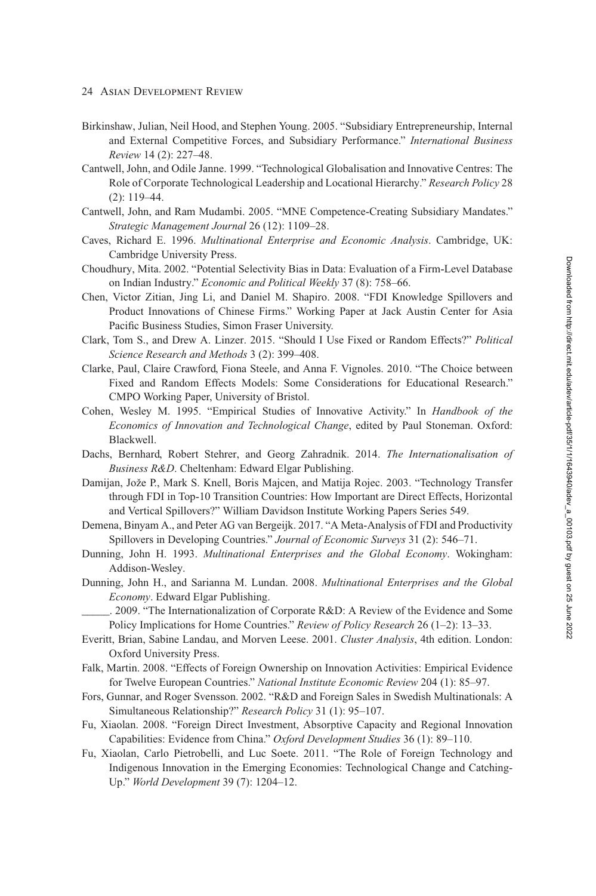Birkinshaw, Julian, Neil Hood, and Stephen Young. 2005. "Subsidiary Entrepreneurship, Internal and External Competitive Forces, and Subsidiary Performance." *International Business Review* 14 (2): 227–48.

Cantwell, John, and Odile Janne. 1999. "Technological Globalisation and Innovative Centres: The Role of Corporate Technological Leadership and Locational Hierarchy." *Research Policy* 28 (2): 119–44.

Cantwell, John, and Ram Mudambi. 2005. "MNE Competence-Creating Subsidiary Mandates." *Strategic Management Journal* 26 (12): 1109–28.

Caves, Richard E. 1996. *Multinational Enterprise and Economic Analysis*. Cambridge, UK: Cambridge University Press.

Choudhury, Mita. 2002. "Potential Selectivity Bias in Data: Evaluation of a Firm-Level Database on Indian Industry." *Economic and Political Weekly* 37 (8): 758–66.

Chen, Victor Zitian, Jing Li, and Daniel M. Shapiro. 2008. "FDI Knowledge Spillovers and Product Innovations of Chinese Firms." Working Paper at Jack Austin Center for Asia Pacific Business Studies, Simon Fraser University.

Clark, Tom S., and Drew A. Linzer. 2015. "Should I Use Fixed or Random Effects?" *Political Science Research and Methods* 3 (2): 399–408.

Clarke, Paul, Claire Crawford, Fiona Steele, and Anna F. Vignoles. 2010. "The Choice between Fixed and Random Effects Models: Some Considerations for Educational Research." CMPO Working Paper, University of Bristol.

Cohen, Wesley M. 1995. "Empirical Studies of Innovative Activity." In *Handbook of the Economics of Innovation and Technological Change*, edited by Paul Stoneman. Oxford: Blackwell.

Dachs, Bernhard, Robert Stehrer, and Georg Zahradnik. 2014. *The Internationalisation of Business R&D*. Cheltenham: Edward Elgar Publishing.

Damijan, Jože P., Mark S. Knell, Boris Majcen, and Matija Rojec. 2003. "Technology Transfer through FDI in Top-10 Transition Countries: How Important are Direct Effects, Horizontal and Vertical Spillovers?" William Davidson Institute Working Papers Series 549.

Demena, Binyam A., and Peter AG van Bergeijk. 2017. "A Meta-Analysis of FDI and Productivity Spillovers in Developing Countries." *Journal of Economic Surveys* 31 (2): 546–71.

Dunning, John H. 1993. *Multinational Enterprises and the Global Economy*. Wokingham: Addison-Wesley.

Dunning, John H., and Sarianna M. Lundan. 2008. *Multinational Enterprises and the Global Economy*. Edward Elgar Publishing.

\_\_\_\_\_. 2009. "The Internationalization of Corporate R&D: A Review of the Evidence and Some Policy Implications for Home Countries." *Review of Policy Research* 26 (1–2): 13–33.

Everitt, Brian, Sabine Landau, and Morven Leese. 2001. *Cluster Analysis*, 4th edition. London: Oxford University Press.

Falk, Martin. 2008. "Effects of Foreign Ownership on Innovation Activities: Empirical Evidence for Twelve European Countries." *National Institute Economic Review* 204 (1): 85–97.

Fors, Gunnar, and Roger Svensson. 2002. "R&D and Foreign Sales in Swedish Multinationals: A Simultaneous Relationship?" *Research Policy* 31 (1): 95–107.

Fu, Xiaolan. 2008. "Foreign Direct Investment, Absorptive Capacity and Regional Innovation Capabilities: Evidence from China." *Oxford Development Studies* 36 (1): 89–110.

Fu, Xiaolan, Carlo Pietrobelli, and Luc Soete. 2011. "The Role of Foreign Technology and Indigenous Innovation in the Emerging Economies: Technological Change and Catching-Up." *World Development* 39 (7): 1204–12.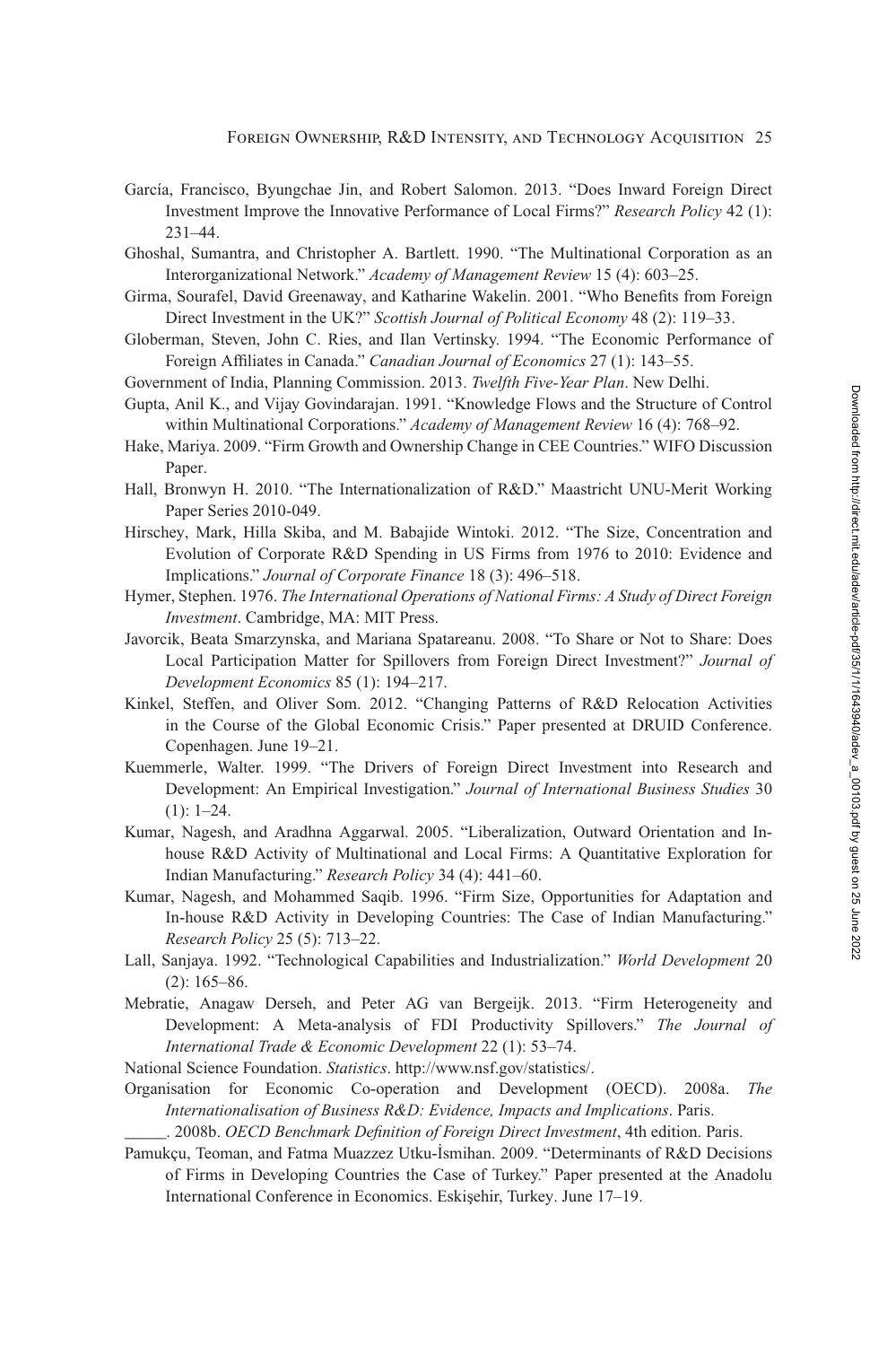García, Francisco, Byungchae Jin, and Robert Salomon. 2013. "Does Inward Foreign Direct Investment Improve the Innovative Performance of Local Firms?" *Research Policy* 42 (1): 231–44.

Ghoshal, Sumantra, and Christopher A. Bartlett. 1990. "The Multinational Corporation as an Interorganizational Network." *Academy of Management Review* 15 (4): 603–25.

Girma, Sourafel, David Greenaway, and Katharine Wakelin. 2001. "Who Benefits from Foreign Direct Investment in the UK?" *Scottish Journal of Political Economy* 48 (2): 119–33.

Globerman, Steven, John C. Ries, and Ilan Vertinsky. 1994. "The Economic Performance of Foreign Affiliates in Canada." *Canadian Journal of Economics* 27 (1): 143–55.

Government of India, Planning Commission. 2013. *Twelfth Five-Year Plan*. New Delhi.

Gupta, Anil K., and Vijay Govindarajan. 1991. "Knowledge Flows and the Structure of Control within Multinational Corporations." *Academy of Management Review* 16 (4): 768–92.

Hake, Mariya. 2009. "Firm Growth and Ownership Change in CEE Countries." WIFO Discussion Paper.

Hall, Bronwyn H. 2010. "The Internationalization of R&D." Maastricht UNU-Merit Working Paper Series 2010-049.

Hirschey, Mark, Hilla Skiba, and M. Babajide Wintoki. 2012. "The Size, Concentration and Evolution of Corporate R&D Spending in US Firms from 1976 to 2010: Evidence and Implications." *Journal of Corporate Finance* 18 (3): 496–518.

Hymer, Stephen. 1976. *The International Operations of National Firms: A Study of Direct Foreign Investment*. Cambridge, MA: MIT Press.

Javorcik, Beata Smarzynska, and Mariana Spatareanu. 2008. "To Share or Not to Share: Does Local Participation Matter for Spillovers from Foreign Direct Investment?" *Journal of Development Economics* 85 (1): 194–217.

Kinkel, Steffen, and Oliver Som. 2012. "Changing Patterns of R&D Relocation Activities in the Course of the Global Economic Crisis." Paper presented at DRUID Conference. Copenhagen. June 19–21.

Kuemmerle, Walter. 1999. "The Drivers of Foreign Direct Investment into Research and Development: An Empirical Investigation." *Journal of International Business Studies* 30 (1): 1–24.

Kumar, Nagesh, and Aradhna Aggarwal. 2005. "Liberalization, Outward Orientation and In-house R&D Activity of Multinational and Local Firms: A Quantitative Exploration for Indian Manufacturing." *Research Policy* 34 (4): 441–60.

Kumar, Nagesh, and Mohammed Saqib. 1996. "Firm Size, Opportunities for Adaptation and In-house R&D Activity in Developing Countries: The Case of Indian Manufacturing." *Research Policy* 25 (5): 713–22.

Lall, Sanjaya. 1992. "Technological Capabilities and Industrialization." *World Development* 20 (2): 165–86.

Mebratie, Anagaw Derseh, and Peter AG van Bergeijk. 2013. "Firm Heterogeneity and Development: A Meta-analysis of FDI Productivity Spillovers." *The Journal of International Trade & Economic Development* 22 (1): 53–74.

National Science Foundation. *Statistics*. http://www.nsf.gov/statistics/.

Organisation for Economic Co-operation and Development (OECD). 2008a. *The Internationalisation of Business R&D: Evidence, Impacts and Implications*. Paris.

_____. 2008b. *OECD Benchmark Definition of Foreign Direct Investment*, 4th edition. Paris.

Pamukçu, Teoman, and Fatma Muazzez Utku-İsmihan. 2009. "Determinants of R&D Decisions of Firms in Developing Countries the Case of Turkey." Paper presented at the Anadolu International Conference in Economics. Eskişehir, Turkey. June 17–19.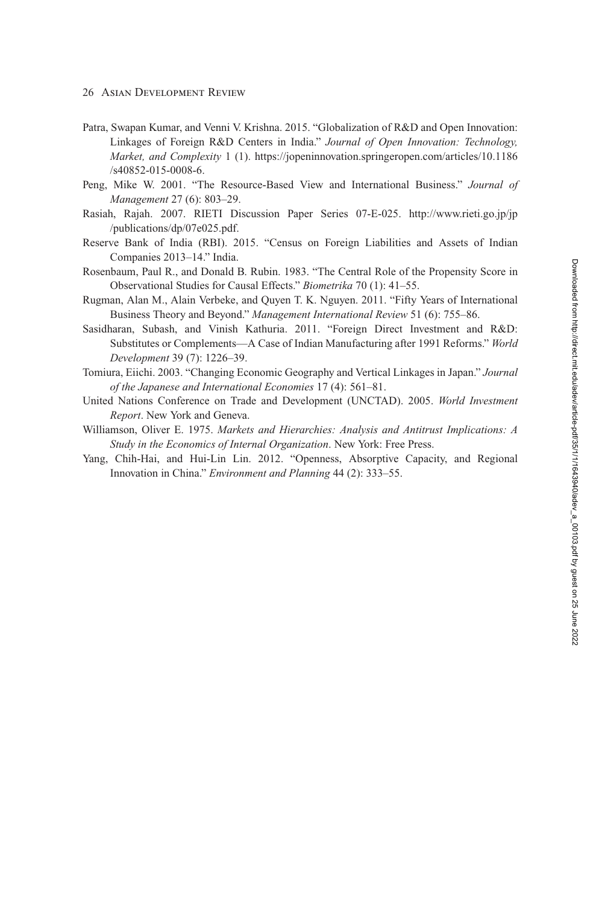Patra, Swapan Kumar, and Venni V. Krishna. 2015. "Globalization of R&D and Open Innovation: Linkages of Foreign R&D Centers in India." *Journal of Open Innovation: Technology, Market, and Complexity* 1 (1). https://jopeninnovation.springeropen.com/articles/10.1186/s40852-015-0008-6.

Peng, Mike W. 2001. "The Resource-Based View and International Business." *Journal of Management* 27 (6): 803–29.

Rasiah, Rajah. 2007. RIETI Discussion Paper Series 07-E-025. http://www.rieti.go.jp/jp/publications/dp/07e025.pdf.

Reserve Bank of India (RBI). 2015. "Census on Foreign Liabilities and Assets of Indian Companies 2013–14." India.

Rosenbaum, Paul R., and Donald B. Rubin. 1983. "The Central Role of the Propensity Score in Observational Studies for Causal Effects." *Biometrika* 70 (1): 41–55.

Rugman, Alan M., Alain Verbeke, and Quyen T. K. Nguyen. 2011. "Fifty Years of International Business Theory and Beyond." *Management International Review* 51 (6): 755–86.

Sasidharan, Subash, and Vinish Kathuria. 2011. "Foreign Direct Investment and R&D: Substitutes or Complements—A Case of Indian Manufacturing after 1991 Reforms." *World Development* 39 (7): 1226–39.

Tomiura, Eiichi. 2003. "Changing Economic Geography and Vertical Linkages in Japan." *Journal of the Japanese and International Economies* 17 (4): 561–81.

United Nations Conference on Trade and Development (UNCTAD). 2005. *World Investment Report*. New York and Geneva.

Williamson, Oliver E. 1975. *Markets and Hierarchies: Analysis and Antitrust Implications: A Study in the Economics of Internal Organization*. New York: Free Press.

Yang, Chih-Hai, and Hui-Lin Lin. 2012. "Openness, Absorptive Capacity, and Regional Innovation in China." *Environment and Planning* 44 (2): 333–55.